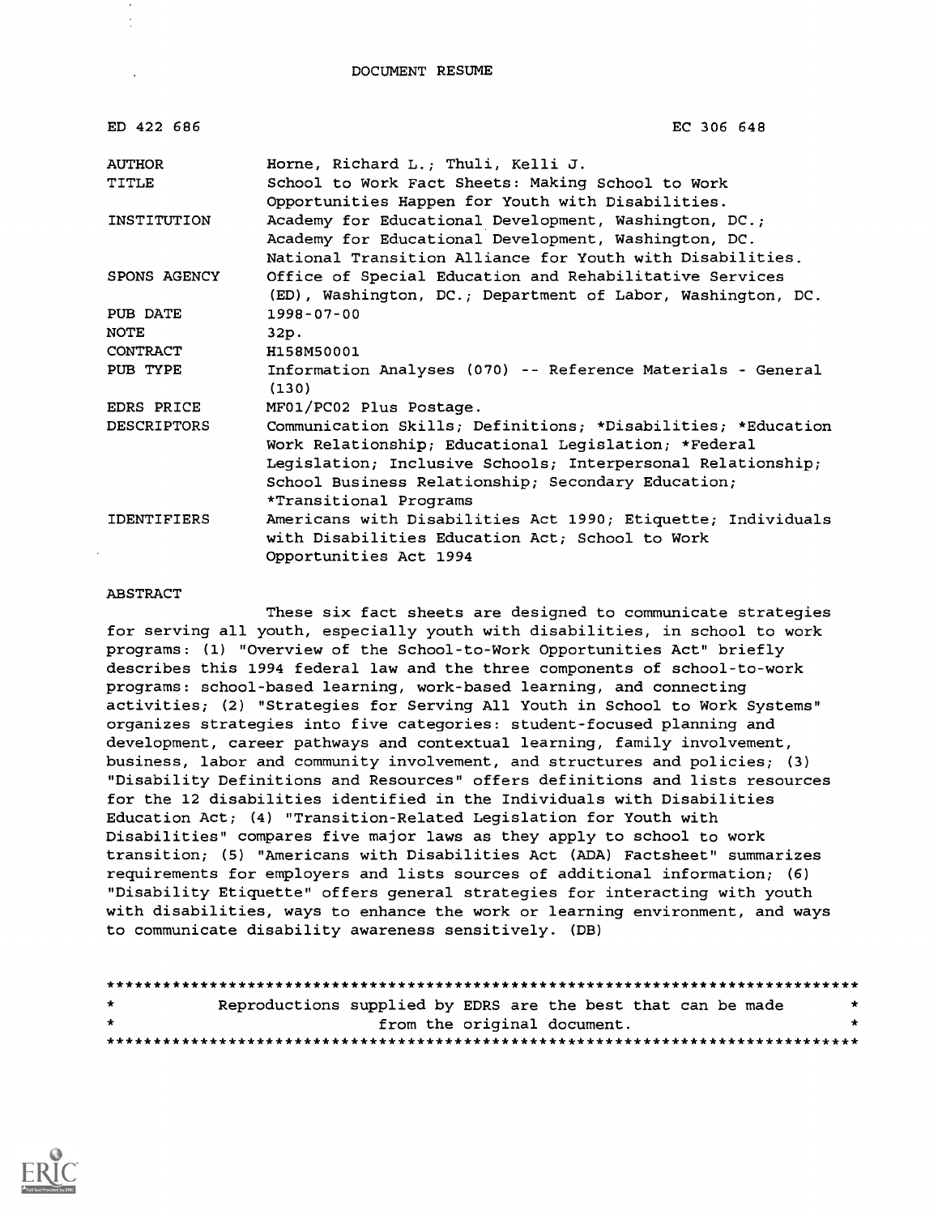DOCUMENT RESUME

| | |
|---|---|
| ED 422 686 | EC 306 648 |
| AUTHOR | Horne, Richard L.; Thuli, Kelli J. |
| TITLE | School to Work Fact Sheets: Making School to Work Opportunities Happen for Youth with Disabilities. |
| INSTITUTION | Academy for Educational Development, Washington, DC.; Academy for Educational Development, Washington, DC. National Transition Alliance for Youth with Disabilities. |
| SPONS AGENCY | Office of Special Education and Rehabilitative Services (ED), Washington, DC.; Department of Labor, Washington, DC. |
| PUB DATE | 1998-07-00 |
| NOTE | 32p. |
| CONTRACT | H158M50001 |
| PUB TYPE | Information Analyses (070) -- Reference Materials - General (130) |
| EDRS PRICE | MF01/PC02 Plus Postage. |
| DESCRIPTORS | Communication Skills; Definitions; *Disabilities; *Education Work Relationship; Educational Legislation; *Federal Legislation; Inclusive Schools; Interpersonal Relationship; School Business Relationship; Secondary Education; *Transitional Programs |
| IDENTIFIERS | Americans with Disabilities Act 1990; Etiquette; Individuals with Disabilities Education Act; School to Work Opportunities Act 1994 |

ABSTRACT

These six fact sheets are designed to communicate strategies for serving all youth, especially youth with disabilities, in school to work programs: (1) "Overview of the School-to-Work Opportunities Act" briefly describes this 1994 federal law and the three components of school-to-work programs: school-based learning, work-based learning, and connecting activities; (2) "Strategies for Serving All Youth in School to Work Systems" organizes strategies into five categories: student-focused planning and development, career pathways and contextual learning, family involvement, business, labor and community involvement, and structures and policies; (3) "Disability Definitions and Resources" offers definitions and lists resources for the 12 disabilities identified in the Individuals with Disabilities Education Act; (4) "Transition-Related Legislation for Youth with Disabilities" compares five major laws as they apply to school to work transition; (5) "Americans with Disabilities Act (ADA) Factsheet" summarizes requirements for employers and lists sources of additional information; (6) "Disability Etiquette" offers general strategies for interacting with youth with disabilities, ways to enhance the work or learning environment, and ways to communicate disability awareness sensitively. (DB)

********************************************************************************
* Reproductions supplied by EDRS are the best that can be made *
* from the original document. *
********************************************************************************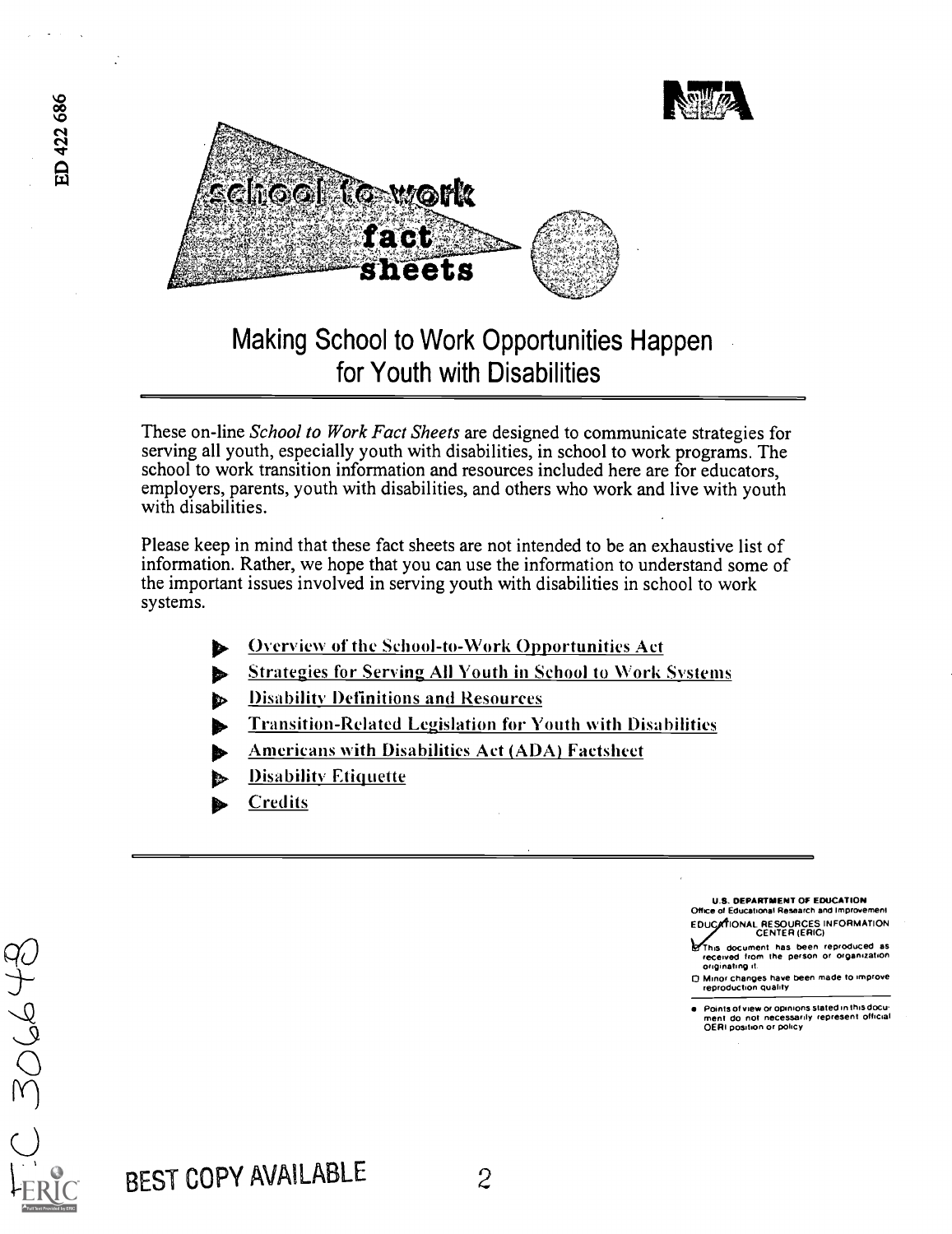school to work fact sheets

# Making School to Work Opportunities Happen for Youth with Disabilities

These on-line *School to Work Fact Sheets* are designed to communicate strategies for serving all youth, especially youth with disabilities, in school to work programs. The school to work transition information and resources included here are for educators, employers, parents, youth with disabilities, and others who work and live with youth with disabilities.

Please keep in mind that these fact sheets are not intended to be an exhaustive list of information. Rather, we hope that you can use the information to understand some of the important issues involved in serving youth with disabilities in school to work systems.

- Overview of the School-to-Work Opportunities Act
- Strategies for Serving All Youth in School to Work Systems
- Disability Definitions and Resources
- Transition-Related Legislation for Youth with Disabilities
- Americans with Disabilities Act (ADA) Factsheet
- Disability Etiquette
- Credits

U.S. DEPARTMENT OF EDUCATION
Office of Educational Research and Improvement
EDUCATIONAL RESOURCES INFORMATION CENTER (ERIC)

- [x] This document has been reproduced as received from the person or organization originating it.
- [ ] Minor changes have been made to improve reproduction quality.

- Points of view or opinions stated in this document do not necessarily represent official OERI position or policy.

BEST COPY AVAILABLE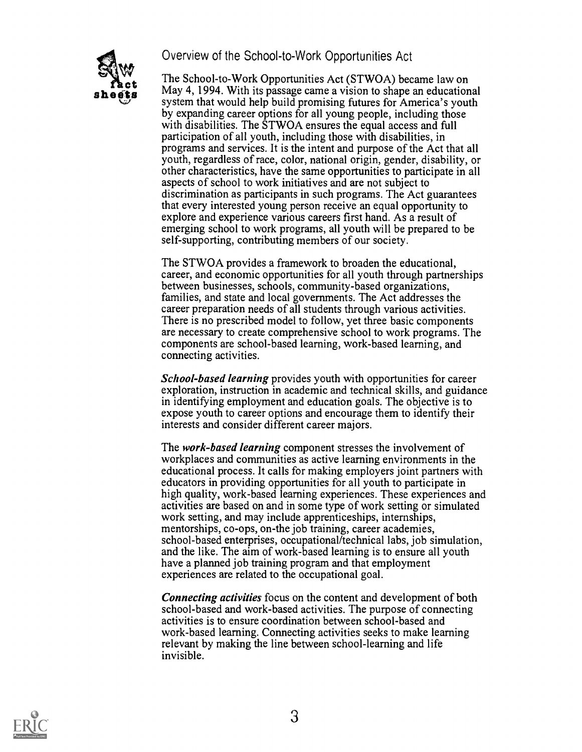## Overview of the School-to-Work Opportunities Act

The School-to-Work Opportunities Act (STWOA) became law on May 4, 1994. With its passage came a vision to shape an educational system that would help build promising futures for America's youth by expanding career options for all young people, including those with disabilities. The STWOA ensures the equal access and full participation of all youth, including those with disabilities, in programs and services. It is the intent and purpose of the Act that all youth, regardless of race, color, national origin, gender, disability, or other characteristics, have the same opportunities to participate in all aspects of school to work initiatives and are not subject to discrimination as participants in such programs. The Act guarantees that every interested young person receive an equal opportunity to explore and experience various careers first hand. As a result of emerging school to work programs, all youth will be prepared to be self-supporting, contributing members of our society.

The STWOA provides a framework to broaden the educational, career, and economic opportunities for all youth through partnerships between businesses, schools, community-based organizations, families, and state and local governments. The Act addresses the career preparation needs of all students through various activities. There is no prescribed model to follow, yet three basic components are necessary to create comprehensive school to work programs. The components are school-based learning, work-based learning, and connecting activities.

***School-based learning*** provides youth with opportunities for career exploration, instruction in academic and technical skills, and guidance in identifying employment and education goals. The objective is to expose youth to career options and encourage them to identify their interests and consider different career majors.

The ***work-based learning*** component stresses the involvement of workplaces and communities as active learning environments in the educational process. It calls for making employers joint partners with educators in providing opportunities for all youth to participate in high quality, work-based learning experiences. These experiences and activities are based on and in some type of work setting or simulated work setting, and may include apprenticeships, internships, mentorships, co-ops, on-the job training, career academies, school-based enterprises, occupational/technical labs, job simulation, and the like. The aim of work-based learning is to ensure all youth have a planned job training program and that employment experiences are related to the occupational goal.

***Connecting activities*** focus on the content and development of both school-based and work-based activities. The purpose of connecting activities is to ensure coordination between school-based and work-based learning. Connecting activities seeks to make learning relevant by making the line between school-learning and life invisible.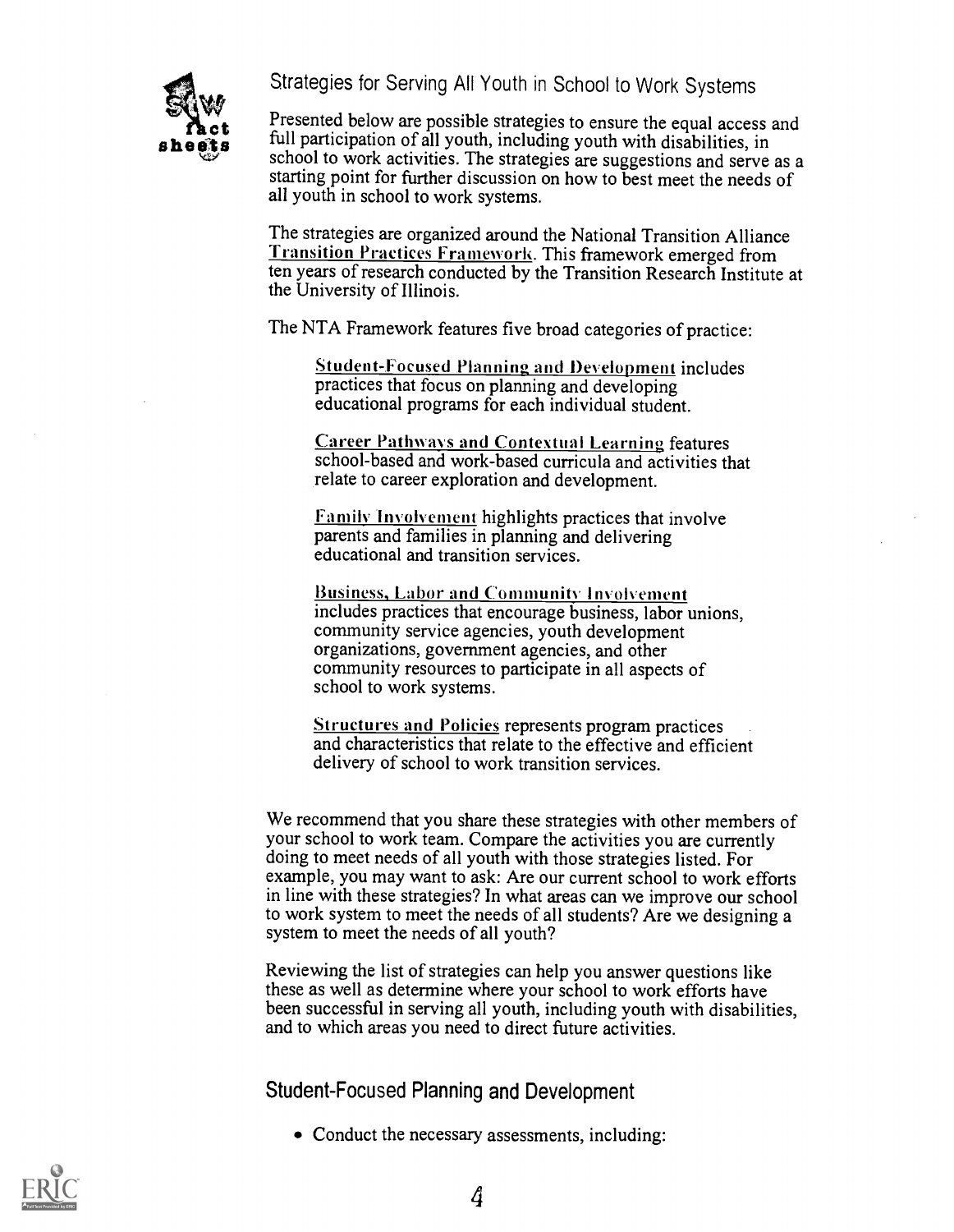# Strategies for Serving All Youth in School to Work Systems

Presented below are possible strategies to ensure the equal access and full participation of all youth, including youth with disabilities, in school to work activities. The strategies are suggestions and serve as a starting point for further discussion on how to best meet the needs of all youth in school to work systems.

The strategies are organized around the National Transition Alliance Transition Practices Framework. This framework emerged from ten years of research conducted by the Transition Research Institute at the University of Illinois.

The NTA Framework features five broad categories of practice:

> Student-Focused Planning and Development includes practices that focus on planning and developing educational programs for each individual student.
>
> Career Pathways and Contextual Learning features school-based and work-based curricula and activities that relate to career exploration and development.
>
> Family Involvement highlights practices that involve parents and families in planning and delivering educational and transition services.
>
> Business, Labor and Community Involvement includes practices that encourage business, labor unions, community service agencies, youth development organizations, government agencies, and other community resources to participate in all aspects of school to work systems.
>
> Structures and Policies represents program practices and characteristics that relate to the effective and efficient delivery of school to work transition services.

We recommend that you share these strategies with other members of your school to work team. Compare the activities you are currently doing to meet needs of all youth with those strategies listed. For example, you may want to ask: Are our current school to work efforts in line with these strategies? In what areas can we improve our school to work system to meet the needs of all students? Are we designing a system to meet the needs of all youth?

Reviewing the list of strategies can help you answer questions like these as well as determine where your school to work efforts have been successful in serving all youth, including youth with disabilities, and to which areas you need to direct future activities.

## Student-Focused Planning and Development

- Conduct the necessary assessments, including: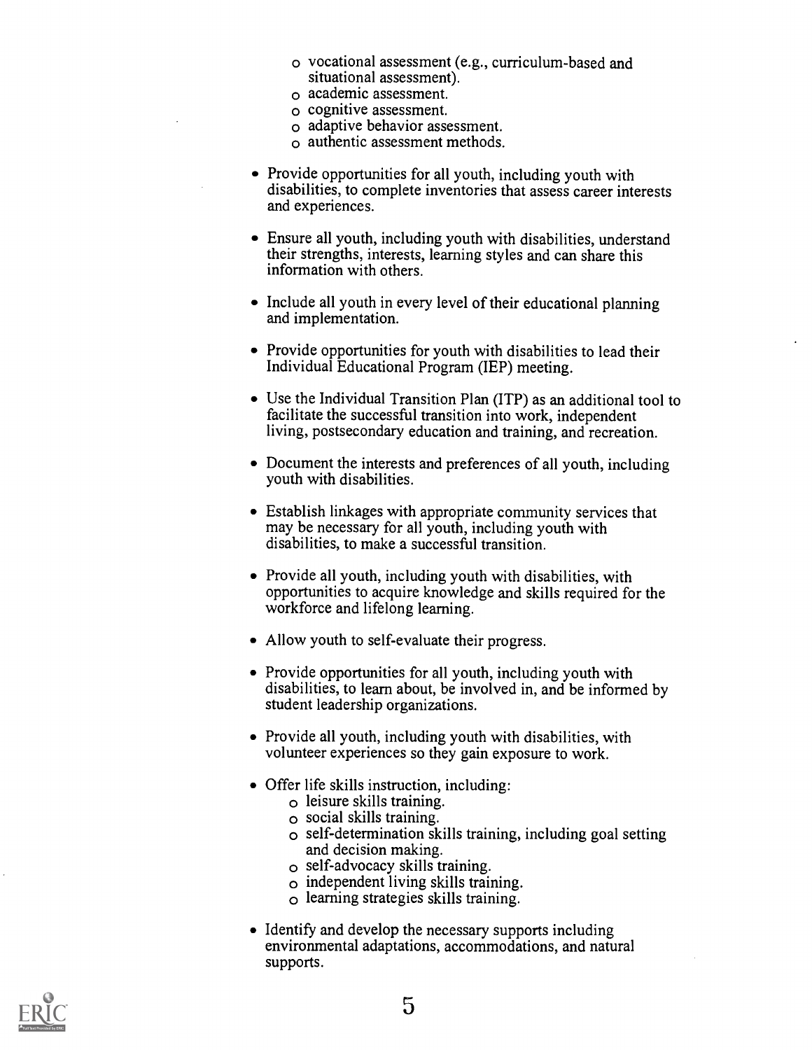- vocational assessment (e.g., curriculum-based and situational assessment).
  - academic assessment.
  - cognitive assessment.
  - adaptive behavior assessment.
  - authentic assessment methods.

- Provide opportunities for all youth, including youth with disabilities, to complete inventories that assess career interests and experiences.

- Ensure all youth, including youth with disabilities, understand their strengths, interests, learning styles and can share this information with others.

- Include all youth in every level of their educational planning and implementation.

- Provide opportunities for youth with disabilities to lead their Individual Educational Program (IEP) meeting.

- Use the Individual Transition Plan (ITP) as an additional tool to facilitate the successful transition into work, independent living, postsecondary education and training, and recreation.

- Document the interests and preferences of all youth, including youth with disabilities.

- Establish linkages with appropriate community services that may be necessary for all youth, including youth with disabilities, to make a successful transition.

- Provide all youth, including youth with disabilities, with opportunities to acquire knowledge and skills required for the workforce and lifelong learning.

- Allow youth to self-evaluate their progress.

- Provide opportunities for all youth, including youth with disabilities, to learn about, be involved in, and be informed by student leadership organizations.

- Provide all youth, including youth with disabilities, with volunteer experiences so they gain exposure to work.

- Offer life skills instruction, including:
  - leisure skills training.
  - social skills training.
  - self-determination skills training, including goal setting and decision making.
  - self-advocacy skills training.
  - independent living skills training.
  - learning strategies skills training.

- Identify and develop the necessary supports including environmental adaptations, accommodations, and natural supports.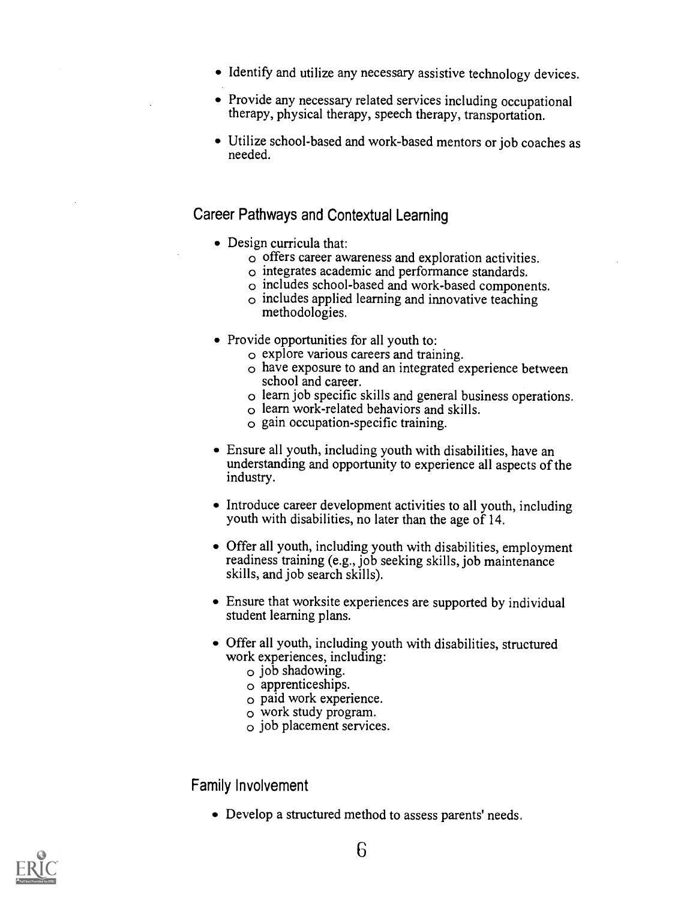- Identify and utilize any necessary assistive technology devices.

- Provide any necessary related services including occupational therapy, physical therapy, speech therapy, transportation.

- Utilize school-based and work-based mentors or job coaches as needed.

## Career Pathways and Contextual Learning

- Design curricula that:
  - offers career awareness and exploration activities.
  - integrates academic and performance standards.
  - includes school-based and work-based components.
  - includes applied learning and innovative teaching methodologies.

- Provide opportunities for all youth to:
  - explore various careers and training.
  - have exposure to and an integrated experience between school and career.
  - learn job specific skills and general business operations.
  - learn work-related behaviors and skills.
  - gain occupation-specific training.

- Ensure all youth, including youth with disabilities, have an understanding and opportunity to experience all aspects of the industry.

- Introduce career development activities to all youth, including youth with disabilities, no later than the age of 14.

- Offer all youth, including youth with disabilities, employment readiness training (e.g., job seeking skills, job maintenance skills, and job search skills).

- Ensure that worksite experiences are supported by individual student learning plans.

- Offer all youth, including youth with disabilities, structured work experiences, including:
  - job shadowing.
  - apprenticeships.
  - paid work experience.
  - work study program.
  - job placement services.

## Family Involvement

- Develop a structured method to assess parents' needs.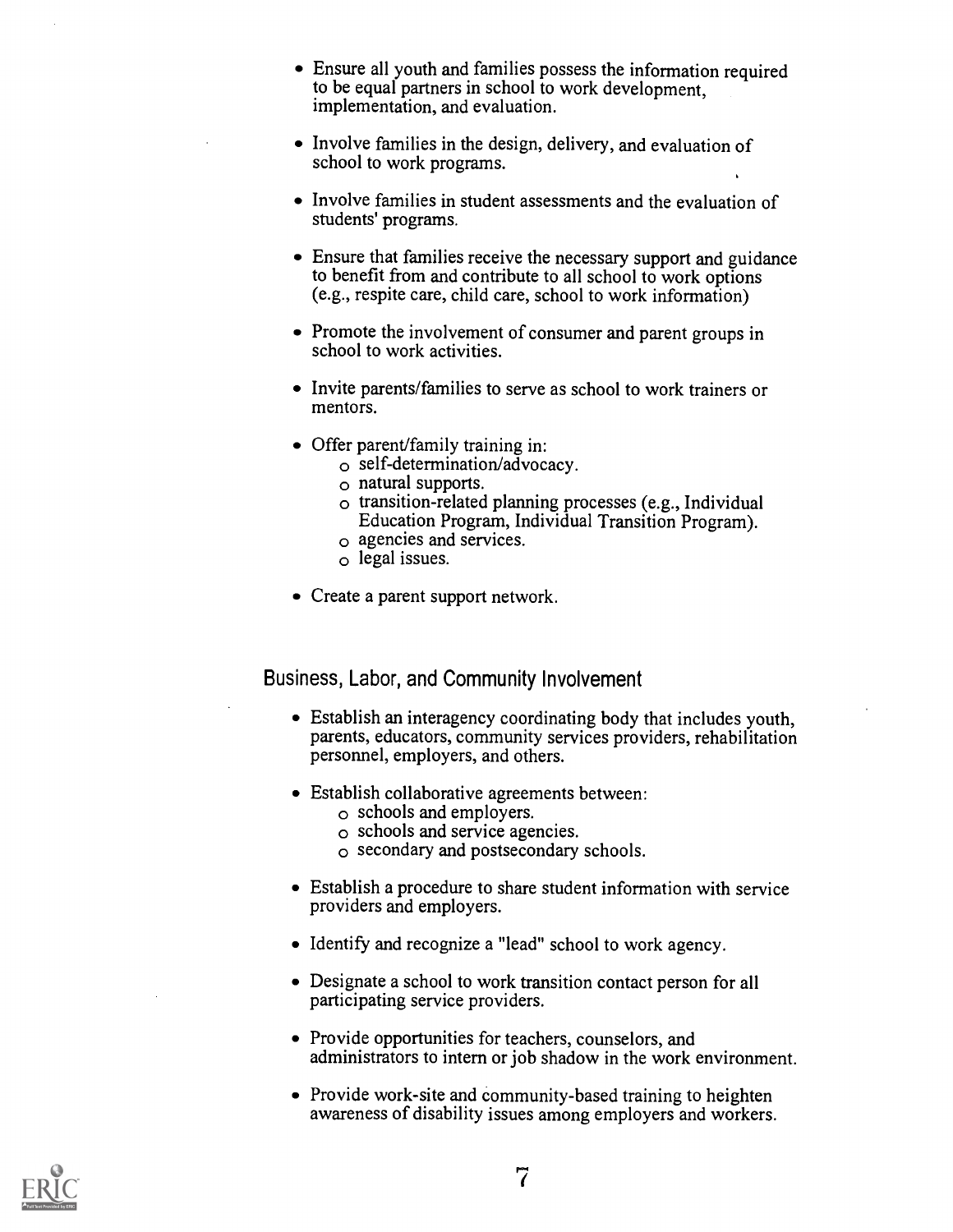- Ensure all youth and families possess the information required to be equal partners in school to work development, implementation, and evaluation.

- Involve families in the design, delivery, and evaluation of school to work programs.

- Involve families in student assessments and the evaluation of students' programs.

- Ensure that families receive the necessary support and guidance to benefit from and contribute to all school to work options (e.g., respite care, child care, school to work information)

- Promote the involvement of consumer and parent groups in school to work activities.

- Invite parents/families to serve as school to work trainers or mentors.

- Offer parent/family training in:
  - self-determination/advocacy.
  - natural supports.
  - transition-related planning processes (e.g., Individual Education Program, Individual Transition Program).
  - agencies and services.
  - legal issues.

- Create a parent support network.

## Business, Labor, and Community Involvement

- Establish an interagency coordinating body that includes youth, parents, educators, community services providers, rehabilitation personnel, employers, and others.

- Establish collaborative agreements between:
  - schools and employers.
  - schools and service agencies.
  - secondary and postsecondary schools.

- Establish a procedure to share student information with service providers and employers.

- Identify and recognize a "lead" school to work agency.

- Designate a school to work transition contact person for all participating service providers.

- Provide opportunities for teachers, counselors, and administrators to intern or job shadow in the work environment.

- Provide work-site and community-based training to heighten awareness of disability issues among employers and workers.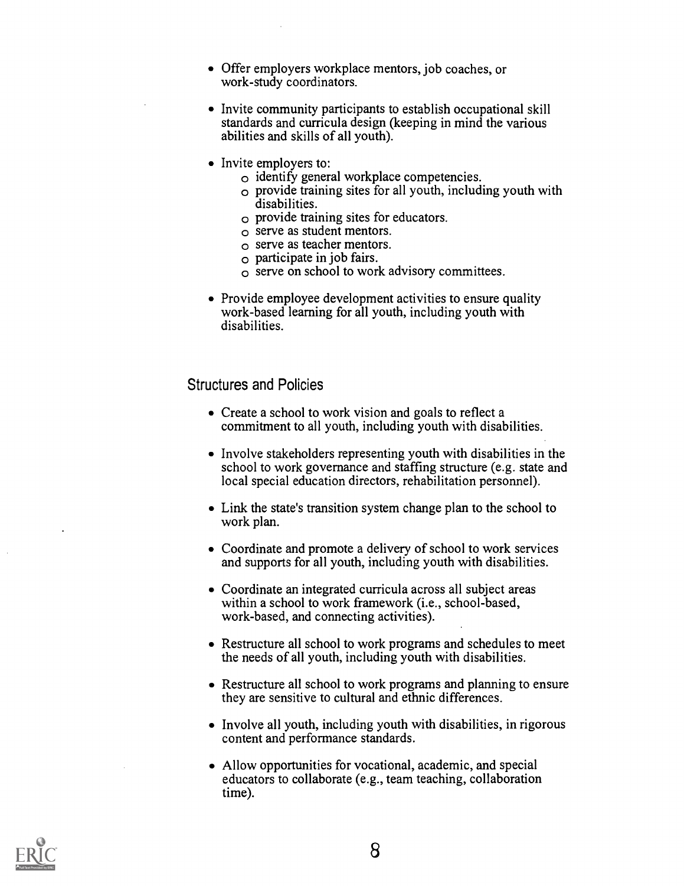- Offer employers workplace mentors, job coaches, or work-study coordinators.

- Invite community participants to establish occupational skill standards and curricula design (keeping in mind the various abilities and skills of all youth).

- Invite employers to:
  - identify general workplace competencies.
  - provide training sites for all youth, including youth with disabilities.
  - provide training sites for educators.
  - serve as student mentors.
  - serve as teacher mentors.
  - participate in job fairs.
  - serve on school to work advisory committees.

- Provide employee development activities to ensure quality work-based learning for all youth, including youth with disabilities.

## Structures and Policies

- Create a school to work vision and goals to reflect a commitment to all youth, including youth with disabilities.

- Involve stakeholders representing youth with disabilities in the school to work governance and staffing structure (e.g. state and local special education directors, rehabilitation personnel).

- Link the state's transition system change plan to the school to work plan.

- Coordinate and promote a delivery of school to work services and supports for all youth, including youth with disabilities.

- Coordinate an integrated curricula across all subject areas within a school to work framework (i.e., school-based, work-based, and connecting activities).

- Restructure all school to work programs and schedules to meet the needs of all youth, including youth with disabilities.

- Restructure all school to work programs and planning to ensure they are sensitive to cultural and ethnic differences.

- Involve all youth, including youth with disabilities, in rigorous content and performance standards.

- Allow opportunities for vocational, academic, and special educators to collaborate (e.g., team teaching, collaboration time).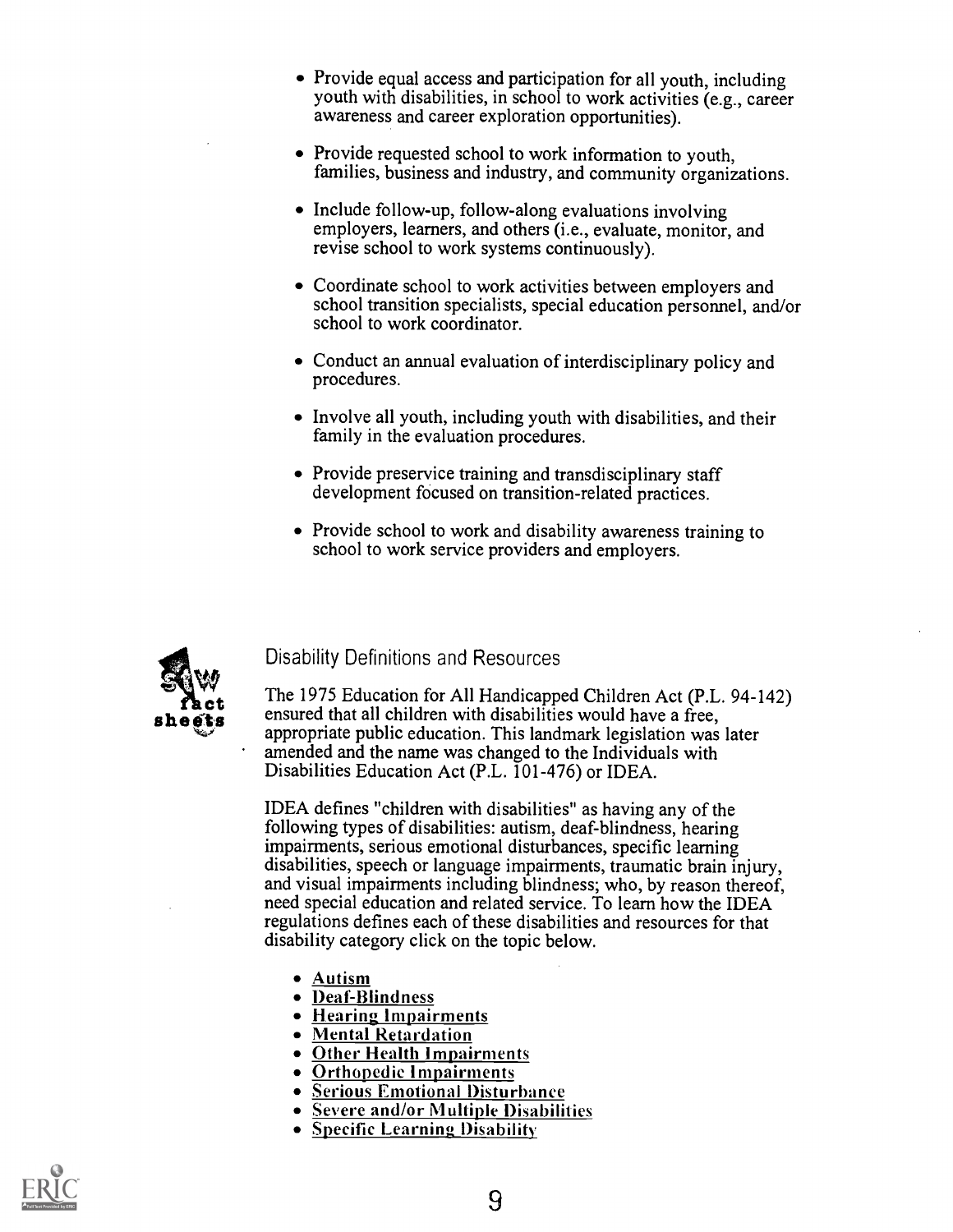- Provide equal access and participation for all youth, including youth with disabilities, in school to work activities (e.g., career awareness and career exploration opportunities).

- Provide requested school to work information to youth, families, business and industry, and community organizations.

- Include follow-up, follow-along evaluations involving employers, learners, and others (i.e., evaluate, monitor, and revise school to work systems continuously).

- Coordinate school to work activities between employers and school transition specialists, special education personnel, and/or school to work coordinator.

- Conduct an annual evaluation of interdisciplinary policy and procedures.

- Involve all youth, including youth with disabilities, and their family in the evaluation procedures.

- Provide preservice training and transdisciplinary staff development focused on transition-related practices.

- Provide school to work and disability awareness training to school to work service providers and employers.

## Disability Definitions and Resources

The 1975 Education for All Handicapped Children Act (P.L. 94-142) ensured that all children with disabilities would have a free, appropriate public education. This landmark legislation was later amended and the name was changed to the Individuals with Disabilities Education Act (P.L. 101-476) or IDEA.

IDEA defines "children with disabilities" as having any of the following types of disabilities: autism, deaf-blindness, hearing impairments, serious emotional disturbances, specific learning disabilities, speech or language impairments, traumatic brain injury, and visual impairments including blindness; who, by reason thereof, need special education and related service. To learn how the IDEA regulations defines each of these disabilities and resources for that disability category click on the topic below.

- Autism
- Deaf-Blindness
- Hearing Impairments
- Mental Retardation
- Other Health Impairments
- Orthopedic Impairments
- Serious Emotional Disturbance
- Severe and/or Multiple Disabilities
- Specific Learning Disability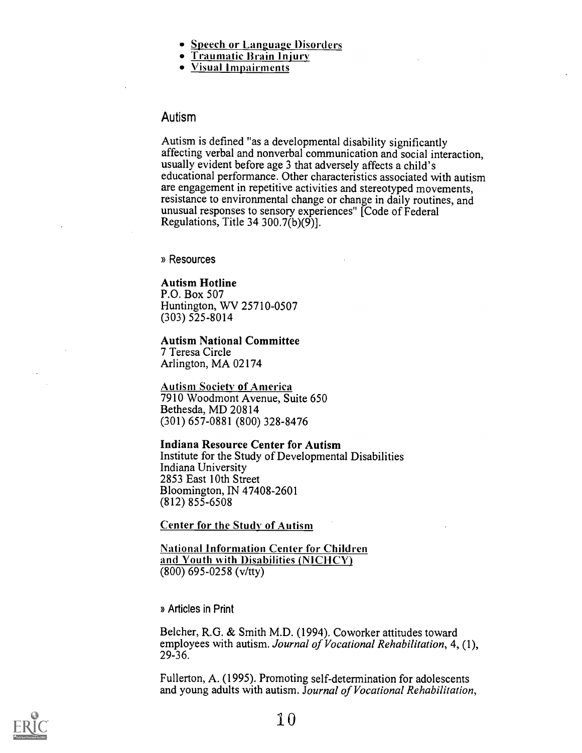- Speech or Language Disorders
- Traumatic Brain Injury
- Visual Impairments

## Autism

Autism is defined "as a developmental disability significantly affecting verbal and nonverbal communication and social interaction, usually evident before age 3 that adversely affects a child's educational performance. Other characteristics associated with autism are engagement in repetitive activities and stereotyped movements, resistance to environmental change or change in daily routines, and unusual responses to sensory experiences" [Code of Federal Regulations, Title 34 300.7(b)(9)].

### » Resources

**Autism Hotline**
P.O. Box 507
Huntington, WV 25710-0507
(303) 525-8014

**Autism National Committee**
7 Teresa Circle
Arlington, MA 02174

Autism Society of America
7910 Woodmont Avenue, Suite 650
Bethesda, MD 20814
(301) 657-0881 (800) 328-8476

**Indiana Resource Center for Autism**
Institute for the Study of Developmental Disabilities
Indiana University
2853 East 10th Street
Bloomington, IN 47408-2601
(812) 855-6508

Center for the Study of Autism

National Information Center for Children and Youth with Disabilities (NICHCY)
(800) 695-0258 (v/tty)

### » Articles in Print

Belcher, R.G. & Smith M.D. (1994). Coworker attitudes toward employees with autism. *Journal of Vocational Rehabilitation*, 4, (1), 29-36.

Fullerton, A. (1995). Promoting self-determination for adolescents and young adults with autism. *Journal of Vocational Rehabilitation*,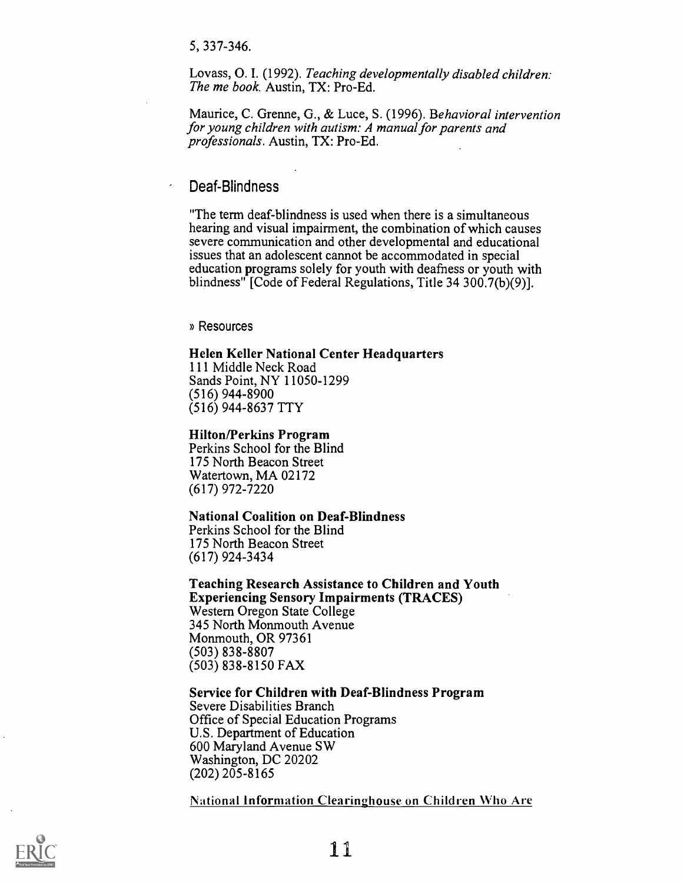5, 337-346.

Lovass, O. I. (1992). *Teaching developmentally disabled children: The me book.* Austin, TX: Pro-Ed.

Maurice, C. Grenne, G., & Luce, S. (1996). *Behavioral intervention for young children with autism: A manual for parents and professionals*. Austin, TX: Pro-Ed.

## Deaf-Blindness

"The term deaf-blindness is used when there is a simultaneous hearing and visual impairment, the combination of which causes severe communication and other developmental and educational issues that an adolescent cannot be accommodated in special education programs solely for youth with deafness or youth with blindness" [Code of Federal Regulations, Title 34 300.7(b)(9)].

» Resources

**Helen Keller National Center Headquarters**
111 Middle Neck Road
Sands Point, NY 11050-1299
(516) 944-8900
(516) 944-8637 TTY

**Hilton/Perkins Program**
Perkins School for the Blind
175 North Beacon Street
Watertown, MA 02172
(617) 972-7220

**National Coalition on Deaf-Blindness**
Perkins School for the Blind
175 North Beacon Street
(617) 924-3434

**Teaching Research Assistance to Children and Youth Experiencing Sensory Impairments (TRACES)**
Western Oregon State College
345 North Monmouth Avenue
Monmouth, OR 97361
(503) 838-8807
(503) 838-8150 FAX

**Service for Children with Deaf-Blindness Program**
Severe Disabilities Branch
Office of Special Education Programs
U.S. Department of Education
600 Maryland Avenue SW
Washington, DC 20202
(202) 205-8165

National Information Clearinghouse on Children Who Are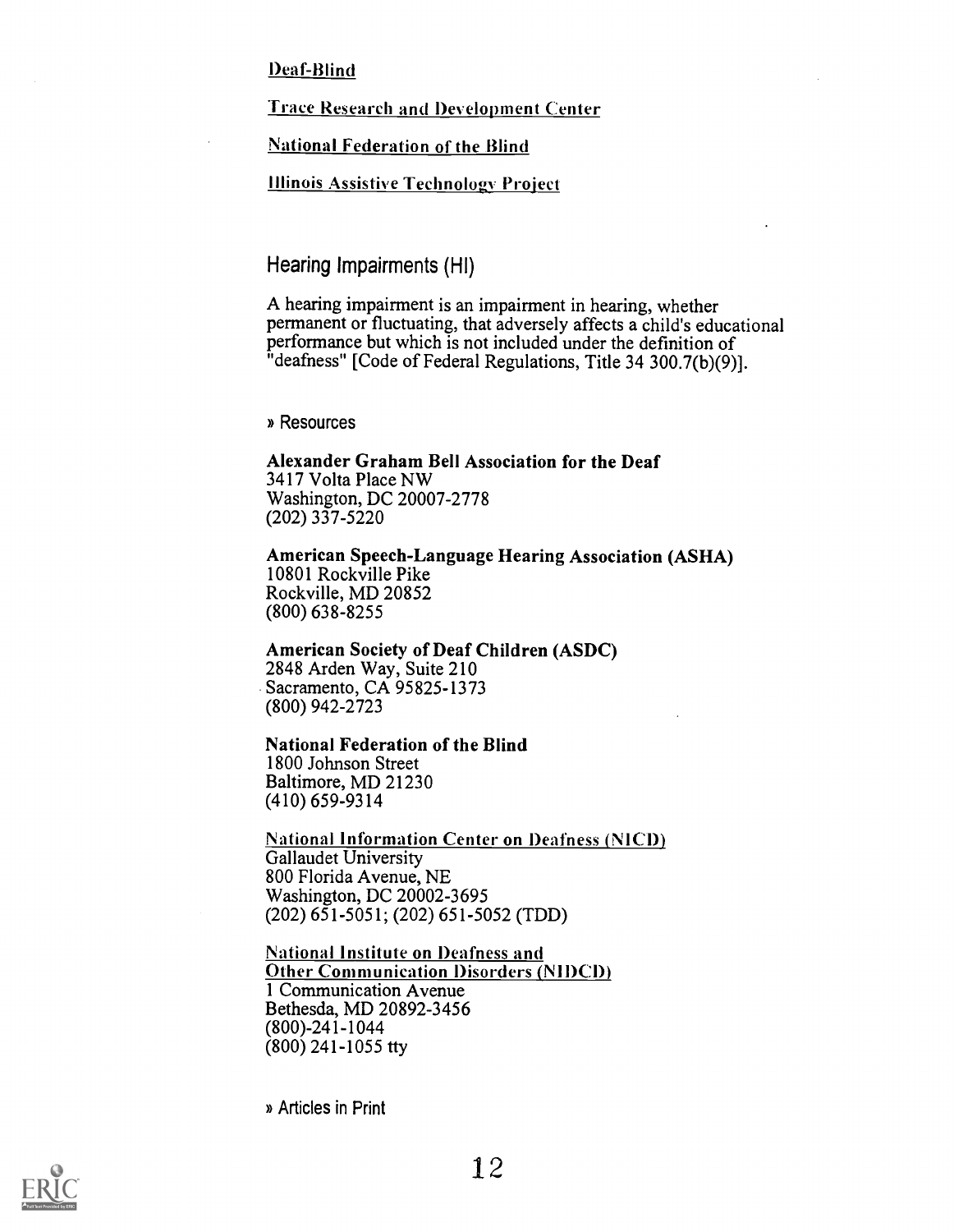Deaf-Blind

Trace Research and Development Center

National Federation of the Blind

Illinois Assistive Technology Project

## Hearing Impairments (HI)

A hearing impairment is an impairment in hearing, whether permanent or fluctuating, that adversely affects a child's educational performance but which is not included under the definition of "deafness" [Code of Federal Regulations, Title 34 300.7(b)(9)].

» Resources

**Alexander Graham Bell Association for the Deaf**
3417 Volta Place NW
Washington, DC 20007-2778
(202) 337-5220

**American Speech-Language Hearing Association (ASHA)**
10801 Rockville Pike
Rockville, MD 20852
(800) 638-8255

**American Society of Deaf Children (ASDC)**
2848 Arden Way, Suite 210
Sacramento, CA 95825-1373
(800) 942-2723

**National Federation of the Blind**
1800 Johnson Street
Baltimore, MD 21230
(410) 659-9314

National Information Center on Deafness (NICD)
Gallaudet University
800 Florida Avenue, NE
Washington, DC 20002-3695
(202) 651-5051; (202) 651-5052 (TDD)

National Institute on Deafness and Other Communication Disorders (NIDCD)
1 Communication Avenue
Bethesda, MD 20892-3456
(800)-241-1044
(800) 241-1055 tty

» Articles in Print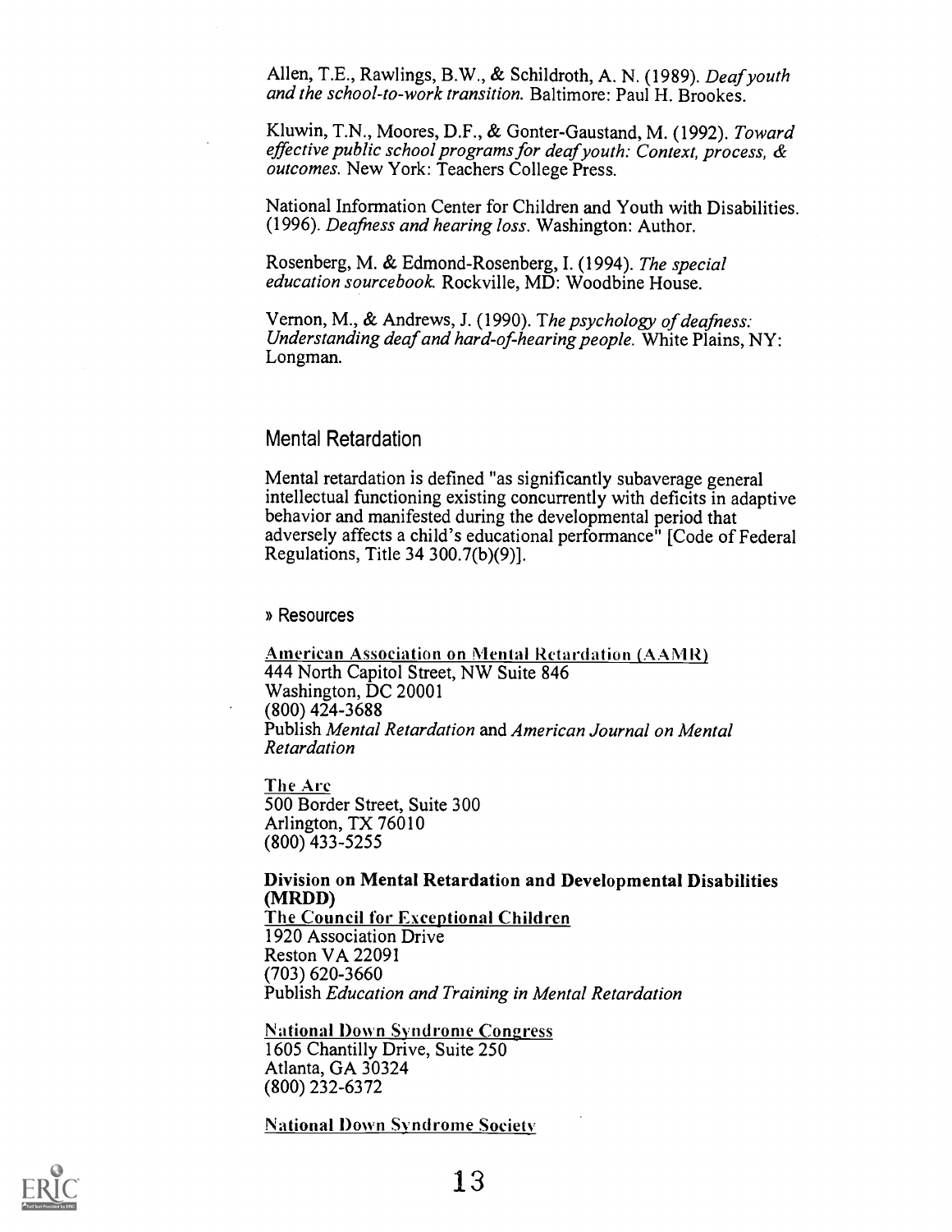Allen, T.E., Rawlings, B.W., & Schildroth, A. N. (1989). *Deaf youth and the school-to-work transition.* Baltimore: Paul H. Brookes.

Kluwin, T.N., Moores, D.F., & Gonter-Gaustand, M. (1992). *Toward effective public school programs for deaf youth: Context, process, & outcomes.* New York: Teachers College Press.

National Information Center for Children and Youth with Disabilities. (1996). *Deafness and hearing loss.* Washington: Author.

Rosenberg, M. & Edmond-Rosenberg, I. (1994). *The special education sourcebook.* Rockville, MD: Woodbine House.

Vernon, M., & Andrews, J. (1990). *The psychology of deafness: Understanding deaf and hard-of-hearing people.* White Plains, NY: Longman.

## Mental Retardation

Mental retardation is defined "as significantly subaverage general intellectual functioning existing concurrently with deficits in adaptive behavior and manifested during the developmental period that adversely affects a child's educational performance" [Code of Federal Regulations, Title 34 300.7(b)(9)].

» Resources

American Association on Mental Retardation (AAMR)
444 North Capitol Street, NW Suite 846
Washington, DC 20001
(800) 424-3688
Publish *Mental Retardation* and *American Journal on Mental Retardation*

The Arc
500 Border Street, Suite 300
Arlington, TX 76010
(800) 433-5255

**Division on Mental Retardation and Developmental Disabilities (MRDD)**
The Council for Exceptional Children
1920 Association Drive
Reston VA 22091
(703) 620-3660
Publish *Education and Training in Mental Retardation*

National Down Syndrome Congress
1605 Chantilly Drive, Suite 250
Atlanta, GA 30324
(800) 232-6372

National Down Syndrome Society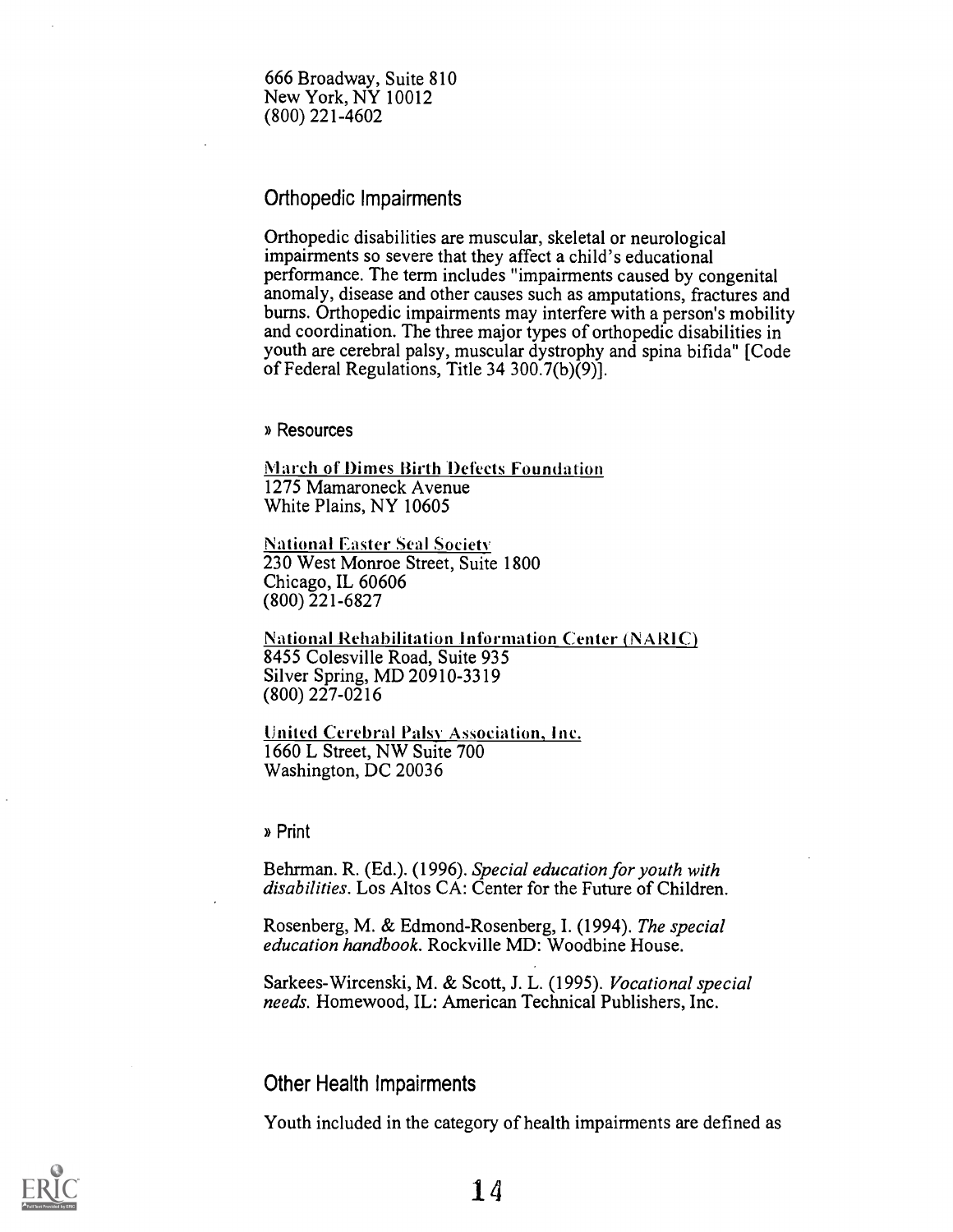666 Broadway, Suite 810
New York, NY 10012
(800) 221-4602

## Orthopedic Impairments

Orthopedic disabilities are muscular, skeletal or neurological impairments so severe that they affect a child's educational performance. The term includes "impairments caused by congenital anomaly, disease and other causes such as amputations, fractures and burns. Orthopedic impairments may interfere with a person's mobility and coordination. The three major types of orthopedic disabilities in youth are cerebral palsy, muscular dystrophy and spina bifida" [Code of Federal Regulations, Title 34 300.7(b)(9)].

» Resources

March of Dimes Birth Defects Foundation
1275 Mamaroneck Avenue
White Plains, NY 10605

National Easter Seal Society
230 West Monroe Street, Suite 1800
Chicago, IL 60606
(800) 221-6827

National Rehabilitation Information Center (NARIC)
8455 Colesville Road, Suite 935
Silver Spring, MD 20910-3319
(800) 227-0216

United Cerebral Palsy Association, Inc.
1660 L Street, NW Suite 700
Washington, DC 20036

» Print

Behrman. R. (Ed.). (1996). *Special education for youth with disabilities*. Los Altos CA: Center for the Future of Children.

Rosenberg, M. & Edmond-Rosenberg, I. (1994). *The special education handbook*. Rockville MD: Woodbine House.

Sarkees-Wircenski, M. & Scott, J. L. (1995). *Vocational special needs*. Homewood, IL: American Technical Publishers, Inc.

## Other Health Impairments

Youth included in the category of health impairments are defined as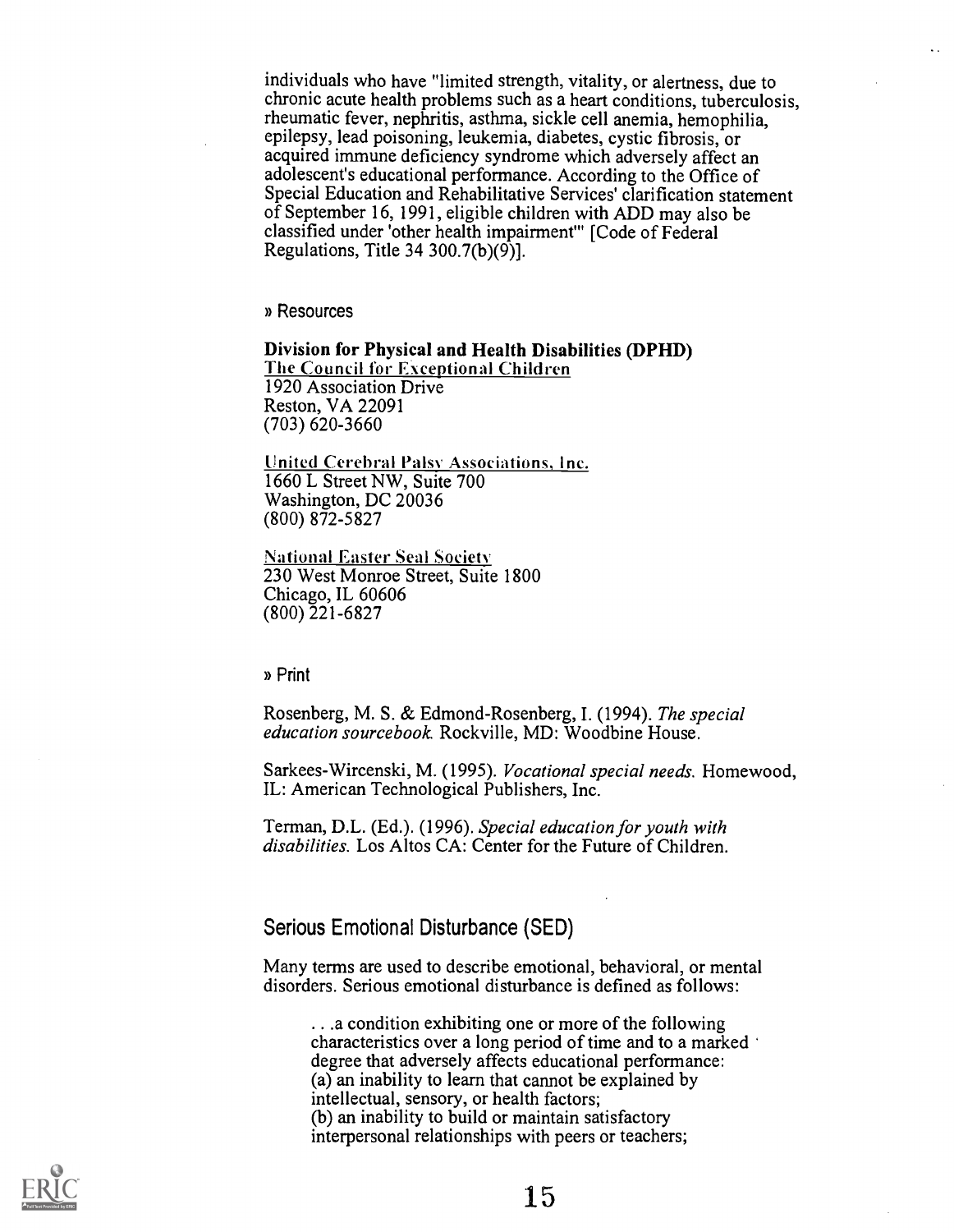individuals who have "limited strength, vitality, or alertness, due to chronic acute health problems such as a heart conditions, tuberculosis, rheumatic fever, nephritis, asthma, sickle cell anemia, hemophilia, epilepsy, lead poisoning, leukemia, diabetes, cystic fibrosis, or acquired immune deficiency syndrome which adversely affect an adolescent's educational performance. According to the Office of Special Education and Rehabilitative Services' clarification statement of September 16, 1991, eligible children with ADD may also be classified under 'other health impairment'" [Code of Federal Regulations, Title 34 300.7(b)(9)].

» Resources

**Division for Physical and Health Disabilities (DPHD)**
The Council for Exceptional Children
1920 Association Drive
Reston, VA 22091
(703) 620-3660

United Cerebral Palsy Associations, Inc.
1660 L Street NW, Suite 700
Washington, DC 20036
(800) 872-5827

National Easter Seal Society
230 West Monroe Street, Suite 1800
Chicago, IL 60606
(800) 221-6827

» Print

Rosenberg, M. S. & Edmond-Rosenberg, I. (1994). *The special education sourcebook.* Rockville, MD: Woodbine House.

Sarkees-Wircenski, M. (1995). *Vocational special needs.* Homewood, IL: American Technological Publishers, Inc.

Terman, D.L. (Ed.). (1996). *Special education for youth with disabilities.* Los Altos CA: Center for the Future of Children.

## Serious Emotional Disturbance (SED)

Many terms are used to describe emotional, behavioral, or mental disorders. Serious emotional disturbance is defined as follows:

> . . .a condition exhibiting one or more of the following characteristics over a long period of time and to a marked degree that adversely affects educational performance:
> (a) an inability to learn that cannot be explained by intellectual, sensory, or health factors;
> (b) an inability to build or maintain satisfactory interpersonal relationships with peers or teachers;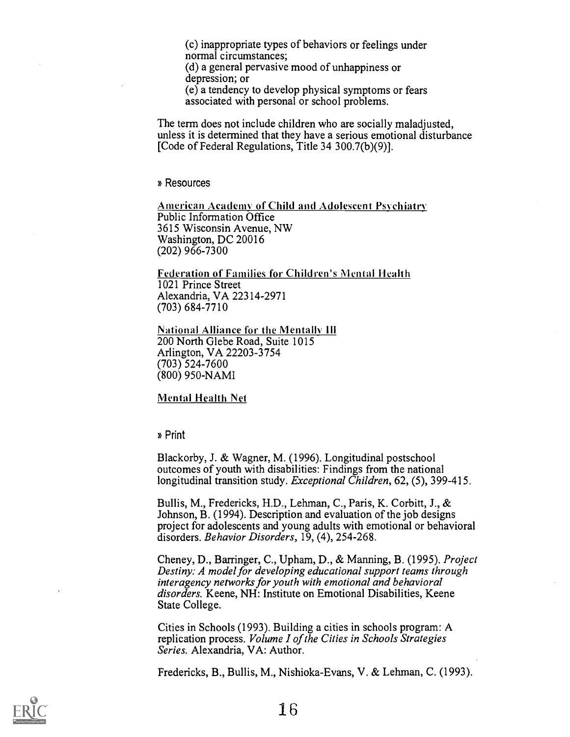(c) inappropriate types of behaviors or feelings under normal circumstances;
(d) a general pervasive mood of unhappiness or depression; or
(e) a tendency to develop physical symptoms or fears associated with personal or school problems.

The term does not include children who are socially maladjusted, unless it is determined that they have a serious emotional disturbance [Code of Federal Regulations, Title 34 300.7(b)(9)].

» Resources

American Academy of Child and Adolescent Psychiatry
Public Information Office
3615 Wisconsin Avenue, NW
Washington, DC 20016
(202) 966-7300

Federation of Families for Children's Mental Health
1021 Prince Street
Alexandria, VA 22314-2971
(703) 684-7710

National Alliance for the Mentally Ill
200 North Glebe Road, Suite 1015
Arlington, VA 22203-3754
(703) 524-7600
(800) 950-NAMI

Mental Health Net

» Print

Blackorby, J. & Wagner, M. (1996). Longitudinal postschool outcomes of youth with disabilities: Findings from the national longitudinal transition study. *Exceptional Children*, 62, (5), 399-415.

Bullis, M., Fredericks, H.D., Lehman, C., Paris, K. Corbitt, J., & Johnson, B. (1994). Description and evaluation of the job designs project for adolescents and young adults with emotional or behavioral disorders. *Behavior Disorders*, 19, (4), 254-268.

Cheney, D., Barringer, C., Upham, D., & Manning, B. (1995). *Project Destiny: A model for developing educational support teams through interagency networks for youth with emotional and behavioral disorders.* Keene, NH: Institute on Emotional Disabilities, Keene State College.

Cities in Schools (1993). Building a cities in schools program: A replication process. *Volume I of the Cities in Schools Strategies Series.* Alexandria, VA: Author.

Fredericks, B., Bullis, M., Nishioka-Evans, V. & Lehman, C. (1993).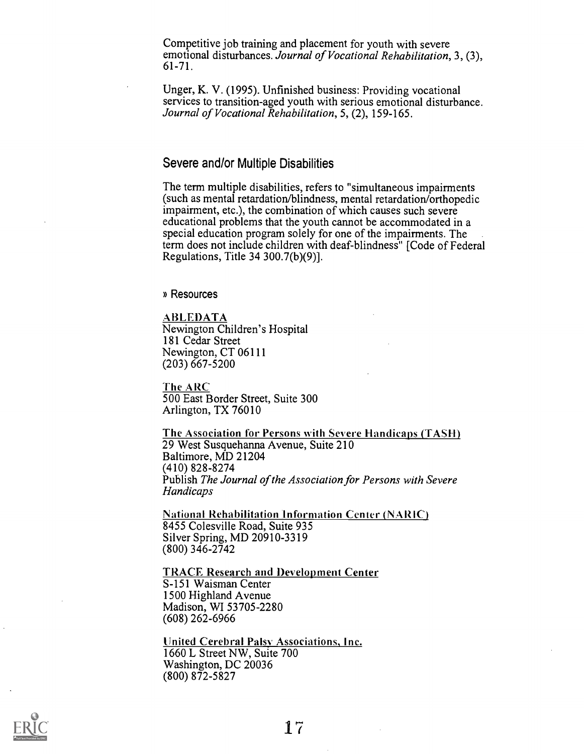Competitive job training and placement for youth with severe emotional disturbances. *Journal of Vocational Rehabilitation*, 3, (3), 61-71.

Unger, K. V. (1995). Unfinished business: Providing vocational services to transition-aged youth with serious emotional disturbance. *Journal of Vocational Rehabilitation*, 5, (2), 159-165.

## Severe and/or Multiple Disabilities

The term multiple disabilities, refers to "simultaneous impairments (such as mental retardation/blindness, mental retardation/orthopedic impairment, etc.), the combination of which causes such severe educational problems that the youth cannot be accommodated in a special education program solely for one of the impairments. The term does not include children with deaf-blindness" [Code of Federal Regulations, Title 34 300.7(b)(9)].

### » Resources

ABLEDATA
Newington Children's Hospital
181 Cedar Street
Newington, CT 06111
(203) 667-5200

The ARC
500 East Border Street, Suite 300
Arlington, TX 76010

The Association for Persons with Severe Handicaps (TASH)
29 West Susquehanna Avenue, Suite 210
Baltimore, MD 21204
(410) 828-8274
Publish *The Journal of the Association for Persons with Severe Handicaps*

National Rehabilitation Information Center (NARIC)
8455 Colesville Road, Suite 935
Silver Spring, MD 20910-3319
(800) 346-2742

TRACE Research and Development Center
S-151 Waisman Center
1500 Highland Avenue
Madison, WI 53705-2280
(608) 262-6966

United Cerebral Palsy Associations, Inc.
1660 L Street NW, Suite 700
Washington, DC 20036
(800) 872-5827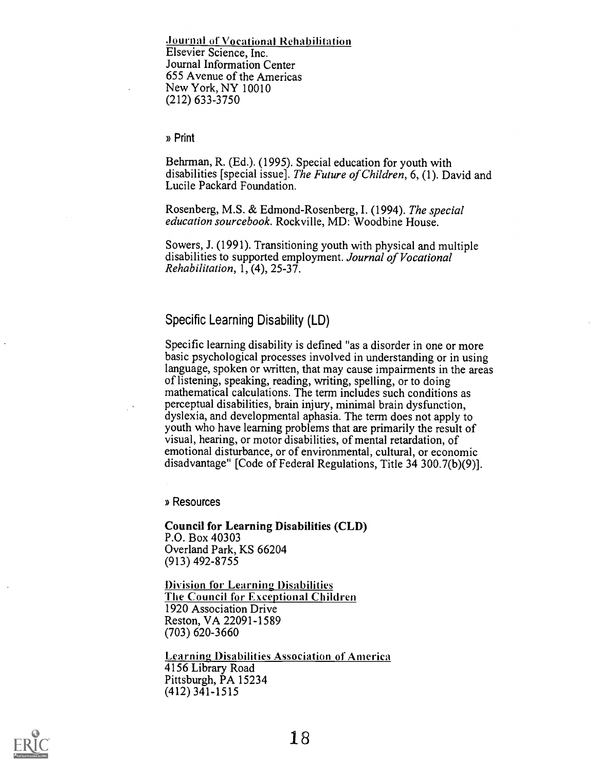Journal of Vocational Rehabilitation
Elsevier Science, Inc.
Journal Information Center
655 Avenue of the Americas
New York, NY 10010
(212) 633-3750

» Print

Behrman, R. (Ed.). (1995). Special education for youth with disabilities [special issue]. *The Future of Children*, 6, (1). David and Lucile Packard Foundation.

Rosenberg, M.S. & Edmond-Rosenberg, I. (1994). *The special education sourcebook*. Rockville, MD: Woodbine House.

Sowers, J. (1991). Transitioning youth with physical and multiple disabilities to supported employment. *Journal of Vocational Rehabilitation*, 1, (4), 25-37.

## Specific Learning Disability (LD)

Specific learning disability is defined "as a disorder in one or more basic psychological processes involved in understanding or in using language, spoken or written, that may cause impairments in the areas of listening, speaking, reading, writing, spelling, or to doing mathematical calculations. The term includes such conditions as perceptual disabilities, brain injury, minimal brain dysfunction, dyslexia, and developmental aphasia. The term does not apply to youth who have learning problems that are primarily the result of visual, hearing, or motor disabilities, of mental retardation, of emotional disturbance, or of environmental, cultural, or economic disadvantage" [Code of Federal Regulations, Title 34 300.7(b)(9)].

» Resources

**Council for Learning Disabilities (CLD)**
P.O. Box 40303
Overland Park, KS 66204
(913) 492-8755

Division for Learning Disabilities
The Council for Exceptional Children
1920 Association Drive
Reston, VA 22091-1589
(703) 620-3660

Learning Disabilities Association of America
4156 Library Road
Pittsburgh, PA 15234
(412) 341-1515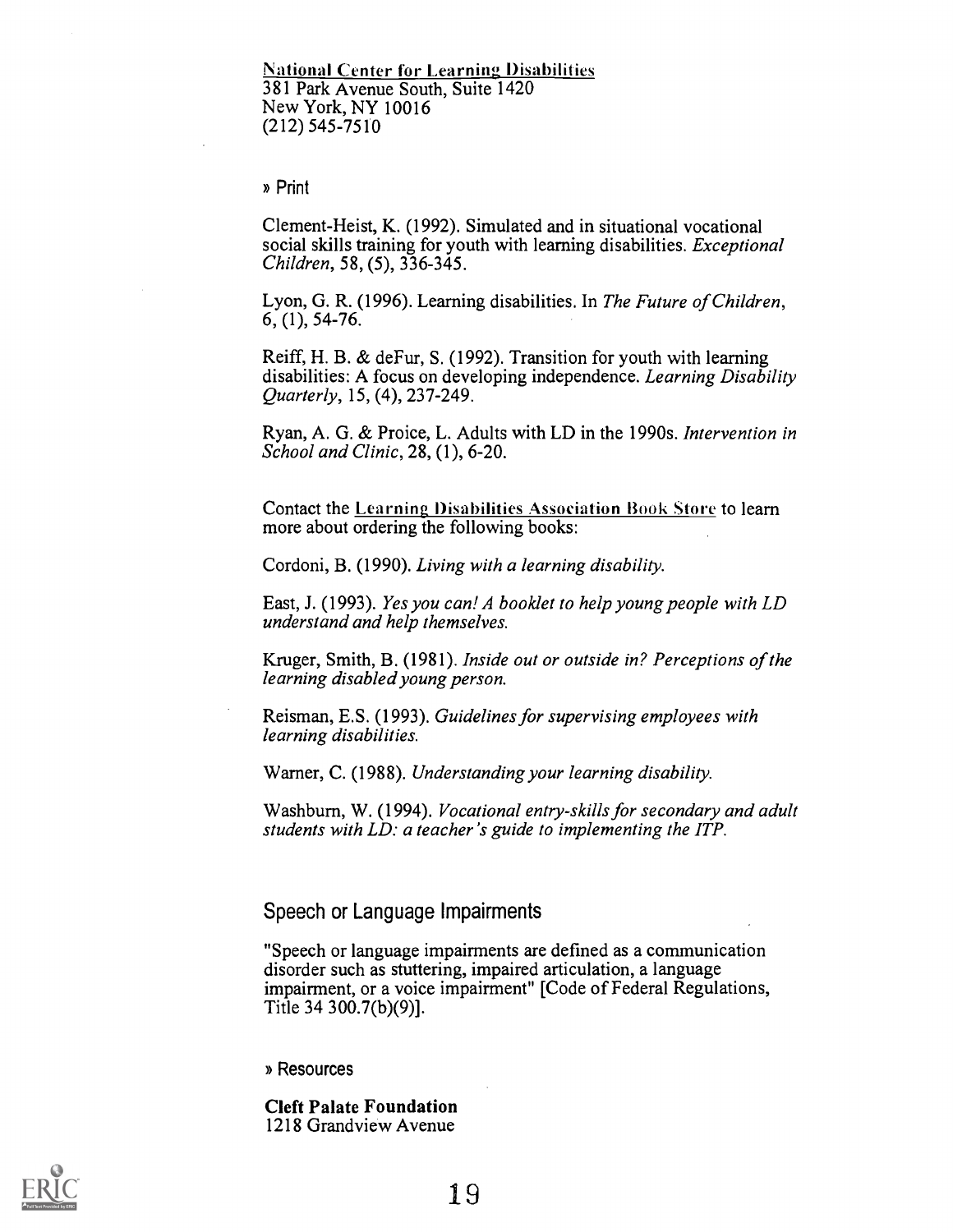National Center for Learning Disabilities
381 Park Avenue South, Suite 1420
New York, NY 10016
(212) 545-7510

» Print

Clement-Heist, K. (1992). Simulated and in situational vocational social skills training for youth with learning disabilities. *Exceptional Children*, 58, (5), 336-345.

Lyon, G. R. (1996). Learning disabilities. In *The Future of Children*, 6, (1), 54-76.

Reiff, H. B. & deFur, S. (1992). Transition for youth with learning disabilities: A focus on developing independence. *Learning Disability Quarterly*, 15, (4), 237-249.

Ryan, A. G. & Proice, L. Adults with LD in the 1990s. *Intervention in School and Clinic*, 28, (1), 6-20.

Contact the Learning Disabilities Association Book Store to learn more about ordering the following books:

Cordoni, B. (1990). *Living with a learning disability.*

East, J. (1993). *Yes you can! A booklet to help young people with LD understand and help themselves.*

Kruger, Smith, B. (1981). *Inside out or outside in? Perceptions of the learning disabled young person.*

Reisman, E.S. (1993). *Guidelines for supervising employees with learning disabilities.*

Warner, C. (1988). *Understanding your learning disability.*

Washburn, W. (1994). *Vocational entry-skills for secondary and adult students with LD: a teacher's guide to implementing the ITP.*

## Speech or Language Impairments

"Speech or language impairments are defined as a communication disorder such as stuttering, impaired articulation, a language impairment, or a voice impairment" [Code of Federal Regulations, Title 34 300.7(b)(9)].

» Resources

**Cleft Palate Foundation**
1218 Grandview Avenue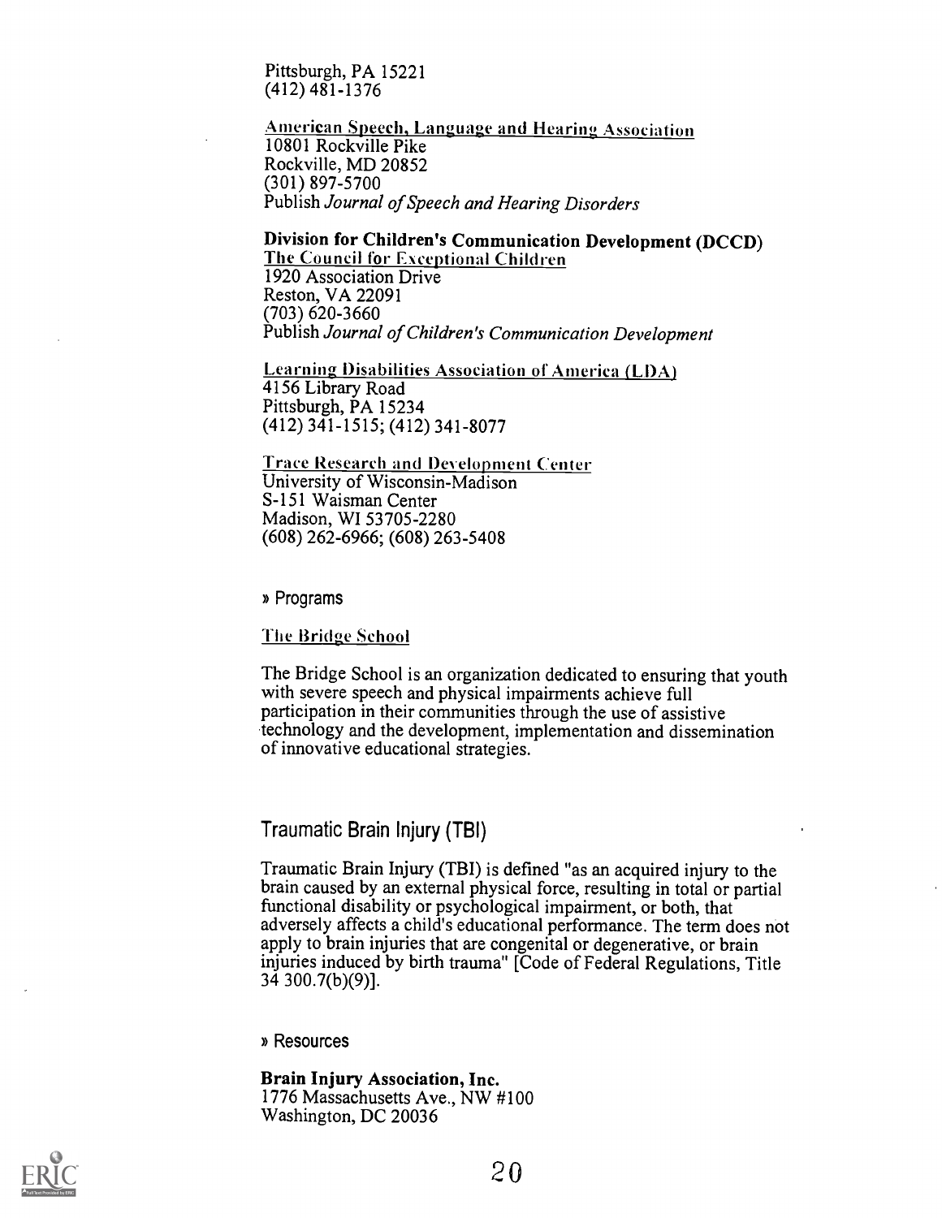Pittsburgh, PA 15221
(412) 481-1376

American Speech, Language and Hearing Association
10801 Rockville Pike
Rockville, MD 20852
(301) 897-5700
Publish *Journal of Speech and Hearing Disorders*

**Division for Children's Communication Development (DCCD)**
The Council for Exceptional Children
1920 Association Drive
Reston, VA 22091
(703) 620-3660
Publish *Journal of Children's Communication Development*

Learning Disabilities Association of America (LDA)
4156 Library Road
Pittsburgh, PA 15234
(412) 341-1515; (412) 341-8077

Trace Research and Development Center
University of Wisconsin-Madison
S-151 Waisman Center
Madison, WI 53705-2280
(608) 262-6966; (608) 263-5408

» Programs

The Bridge School

The Bridge School is an organization dedicated to ensuring that youth with severe speech and physical impairments achieve full participation in their communities through the use of assistive technology and the development, implementation and dissemination of innovative educational strategies.

## Traumatic Brain Injury (TBI)

Traumatic Brain Injury (TBI) is defined "as an acquired injury to the brain caused by an external physical force, resulting in total or partial functional disability or psychological impairment, or both, that adversely affects a child's educational performance. The term does not apply to brain injuries that are congenital or degenerative, or brain injuries induced by birth trauma" [Code of Federal Regulations, Title 34 300.7(b)(9)].

» Resources

**Brain Injury Association, Inc.**
1776 Massachusetts Ave., NW #100
Washington, DC 20036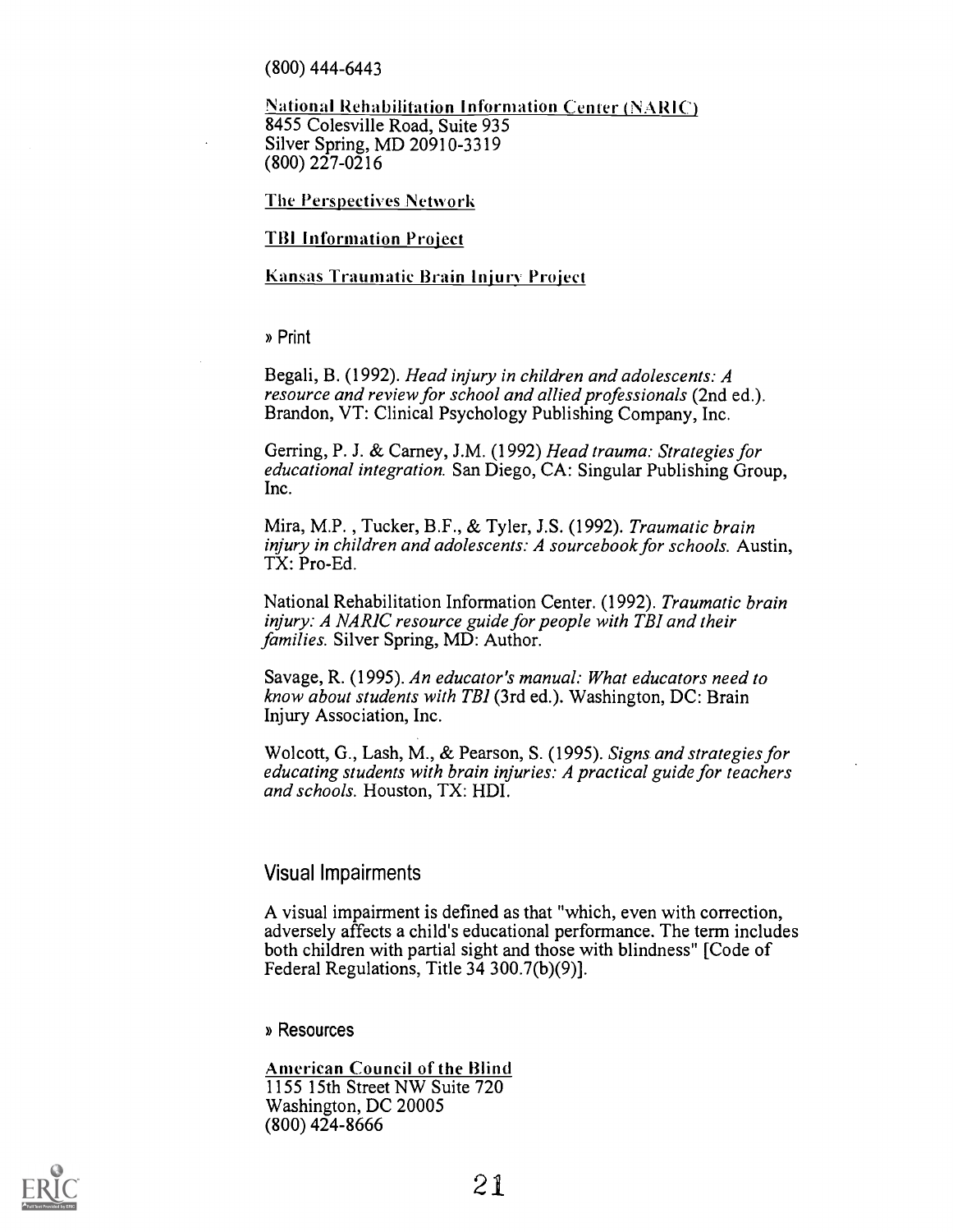(800) 444-6443

National Rehabilitation Information Center (NARIC)
8455 Colesville Road, Suite 935
Silver Spring, MD 20910-3319
(800) 227-0216

The Perspectives Network

TBI Information Project

Kansas Traumatic Brain Injury Project

» Print

Begali, B. (1992). *Head injury in children and adolescents: A resource and review for school and allied professionals* (2nd ed.). Brandon, VT: Clinical Psychology Publishing Company, Inc.

Gerring, P. J. & Carney, J.M. (1992) *Head trauma: Strategies for educational integration.* San Diego, CA: Singular Publishing Group, Inc.

Mira, M.P. , Tucker, B.F., & Tyler, J.S. (1992). *Traumatic brain injury in children and adolescents: A sourcebook for schools.* Austin, TX: Pro-Ed.

National Rehabilitation Information Center. (1992). *Traumatic brain injury: A NARIC resource guide for people with TBI and their families.* Silver Spring, MD: Author.

Savage, R. (1995). *An educator's manual: What educators need to know about students with TBI* (3rd ed.). Washington, DC: Brain Injury Association, Inc.

Wolcott, G., Lash, M., & Pearson, S. (1995). *Signs and strategies for educating students with brain injuries: A practical guide for teachers and schools.* Houston, TX: HDI.

## Visual Impairments

A visual impairment is defined as that "which, even with correction, adversely affects a child's educational performance. The term includes both children with partial sight and those with blindness" [Code of Federal Regulations, Title 34 300.7(b)(9)].

» Resources

American Council of the Blind
1155 15th Street NW Suite 720
Washington, DC 20005
(800) 424-8666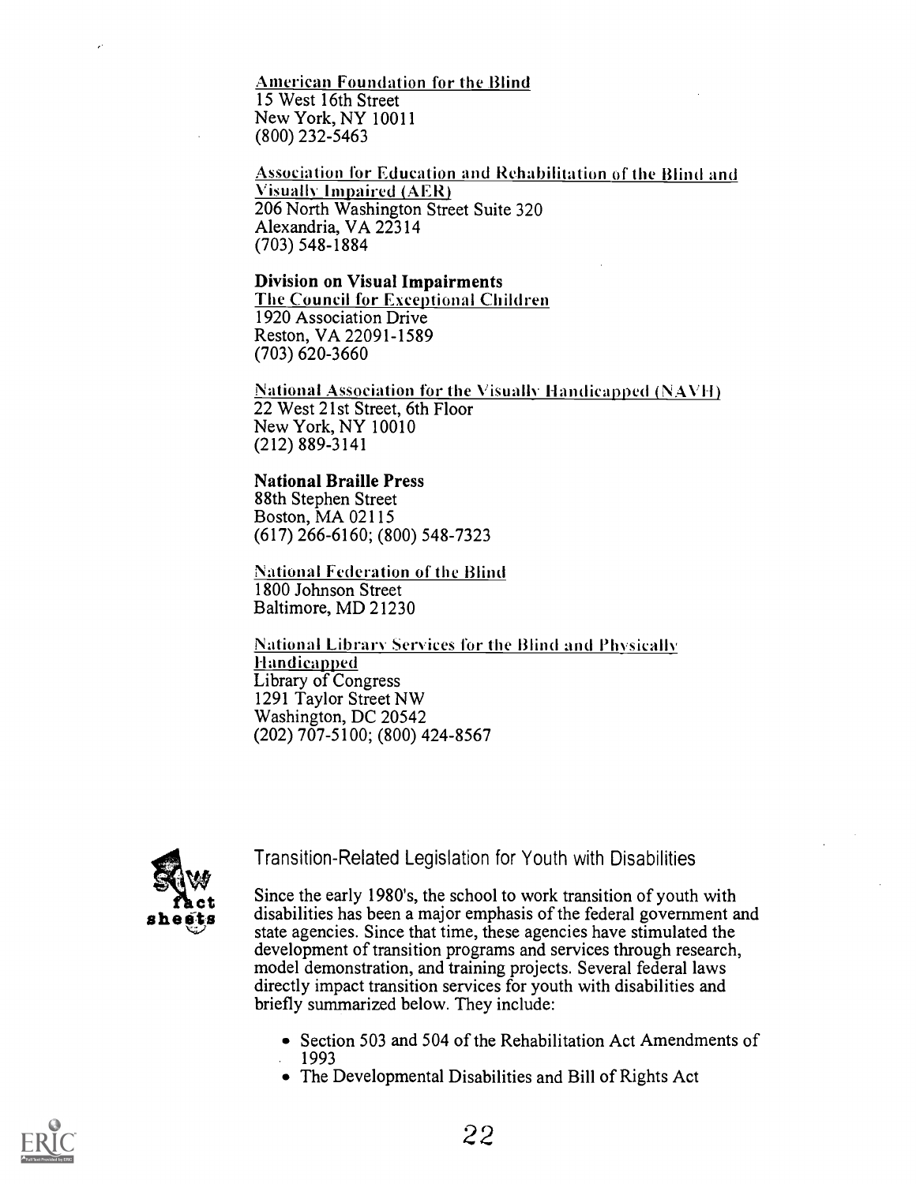American Foundation for the Blind
15 West 16th Street
New York, NY 10011
(800) 232-5463

Association for Education and Rehabilitation of the Blind and Visually Impaired (AER)
206 North Washington Street Suite 320
Alexandria, VA 22314
(703) 548-1884

**Division on Visual Impairments**
The Council for Exceptional Children
1920 Association Drive
Reston, VA 22091-1589
(703) 620-3660

National Association for the Visually Handicapped (NAVH)
22 West 21st Street, 6th Floor
New York, NY 10010
(212) 889-3141

**National Braille Press**
88th Stephen Street
Boston, MA 02115
(617) 266-6160; (800) 548-7323

National Federation of the Blind
1800 Johnson Street
Baltimore, MD 21230

National Library Services for the Blind and Physically Handicapped
Library of Congress
1291 Taylor Street NW
Washington, DC 20542
(202) 707-5100; (800) 424-8567

## Transition-Related Legislation for Youth with Disabilities

Since the early 1980's, the school to work transition of youth with disabilities has been a major emphasis of the federal government and state agencies. Since that time, these agencies have stimulated the development of transition programs and services through research, model demonstration, and training projects. Several federal laws directly impact transition services for youth with disabilities and briefly summarized below. They include:

- Section 503 and 504 of the Rehabilitation Act Amendments of 1993
- The Developmental Disabilities and Bill of Rights Act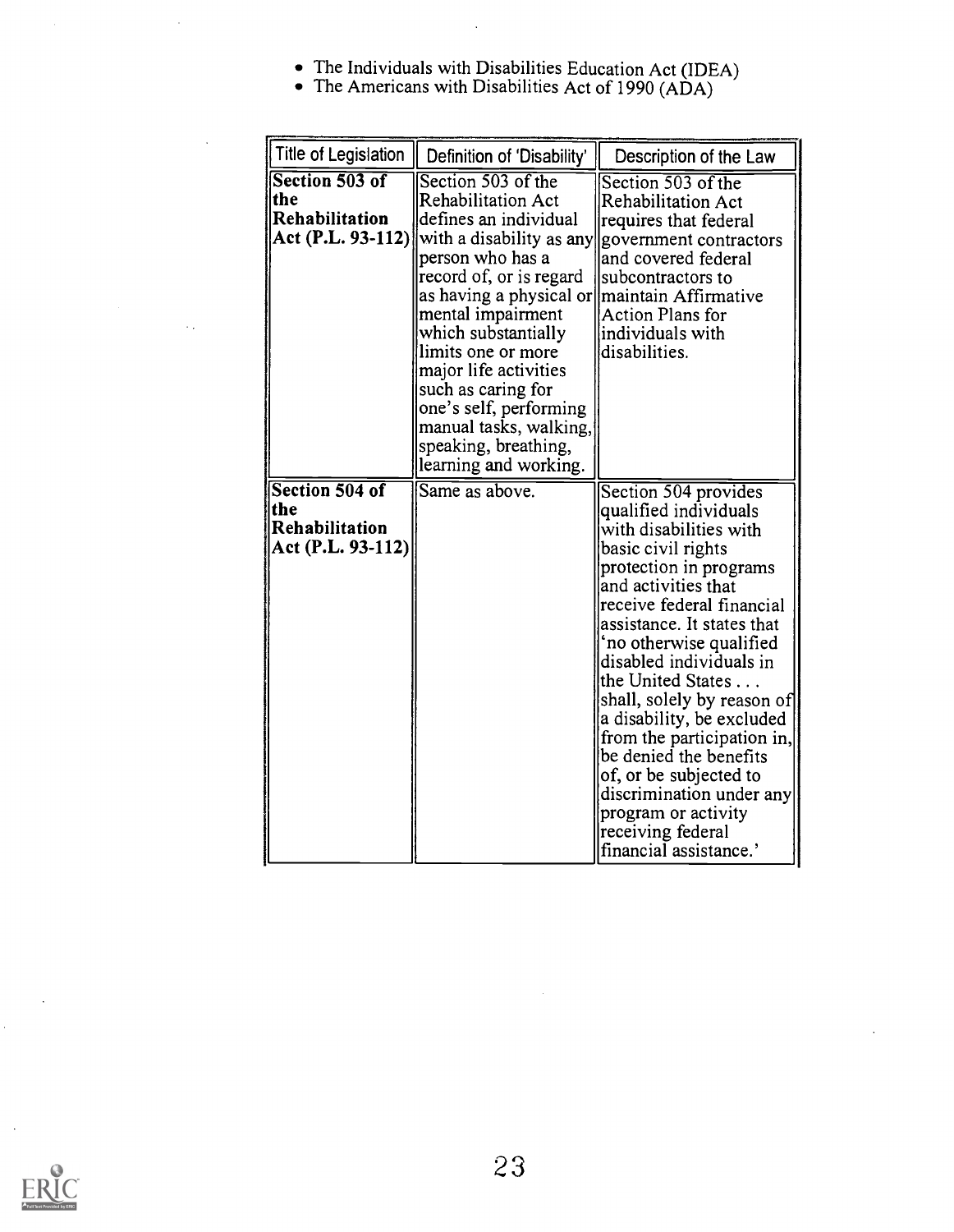- The Individuals with Disabilities Education Act (IDEA)
- The Americans with Disabilities Act of 1990 (ADA)

| Title of Legislation | Definition of 'Disability' | Description of the Law |
|---|---|---|
| **Section 503 of the Rehabilitation Act (P.L. 93-112)** | Section 503 of the Rehabilitation Act defines an individual with a disability as any person who has a record of, or is regard as having a physical or mental impairment which substantially limits one or more major life activities such as caring for one's self, performing manual tasks, walking, speaking, breathing, learning and working. | Section 503 of the Rehabilitation Act requires that federal government contractors and covered federal subcontractors to maintain Affirmative Action Plans for individuals with disabilities. |
| **Section 504 of the Rehabilitation Act (P.L. 93-112)** | Same as above. | Section 504 provides qualified individuals with disabilities with basic civil rights protection in programs and activities that receive federal financial assistance. It states that 'no otherwise qualified disabled individuals in the United States . . . shall, solely by reason of a disability, be excluded from the participation in, be denied the benefits of, or be subjected to discrimination under any program or activity receiving federal financial assistance.' |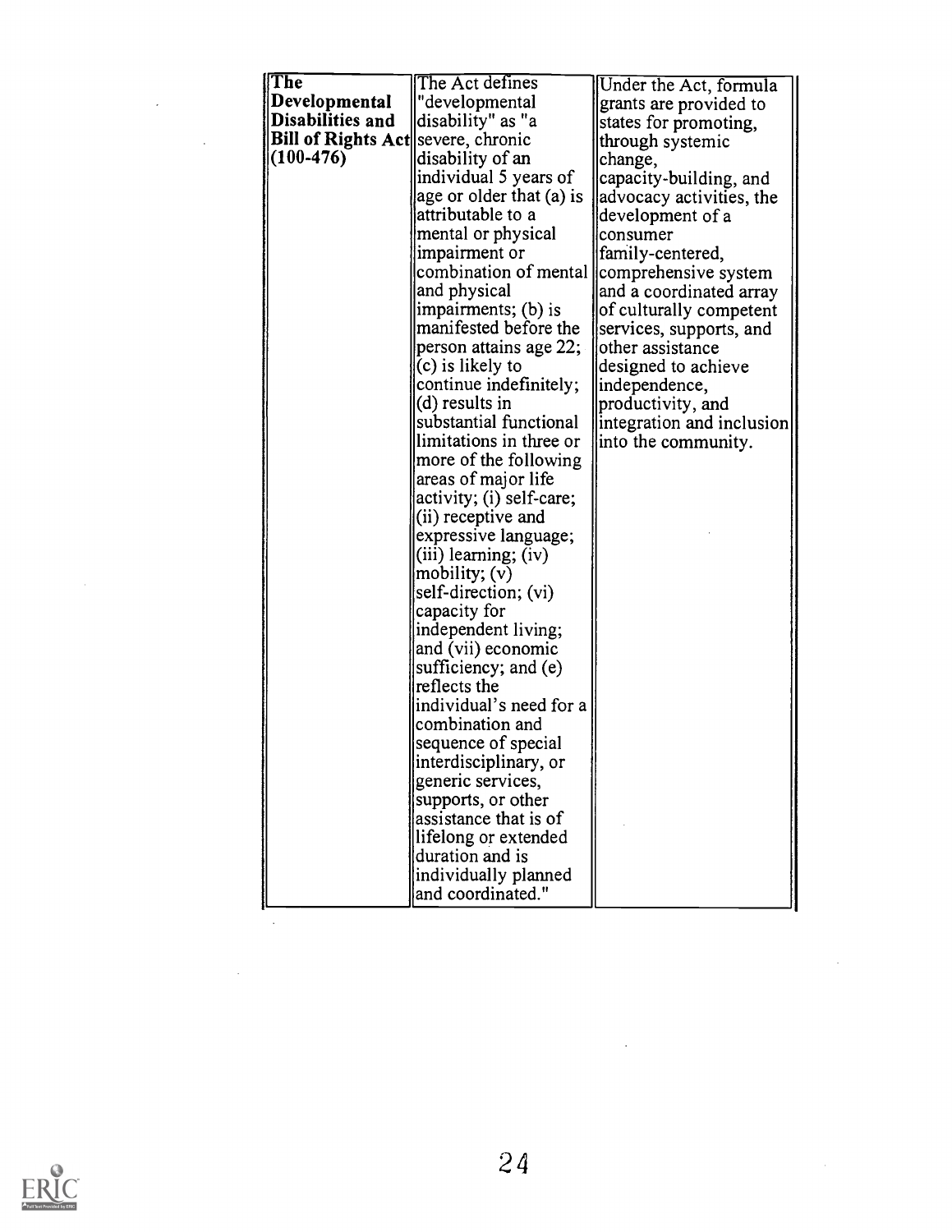| **The Developmental Disabilities and Bill of Rights Act (100-476)** | The Act defines "developmental disability" as "a severe, chronic disability of an individual 5 years of age or older that (a) is attributable to a mental or physical impairment or combination of mental and physical impairments; (b) is manifested before the person attains age 22; (c) is likely to continue indefinitely; (d) results in substantial functional limitations in three or more of the following areas of major life activity; (i) self-care; (ii) receptive and expressive language; (iii) learning; (iv) mobility; (v) self-direction; (vi) capacity for independent living; and (vii) economic sufficiency; and (e) reflects the individual's need for a combination and sequence of special interdisciplinary, or generic services, supports, or other assistance that is of lifelong or extended duration and is individually planned and coordinated." | Under the Act, formula grants are provided to states for promoting, through systemic change, capacity-building, and advocacy activities, the development of a consumer family-centered, comprehensive system and a coordinated array of culturally competent services, supports, and other assistance designed to achieve independence, productivity, and integration and inclusion into the community. |
|---|---|---|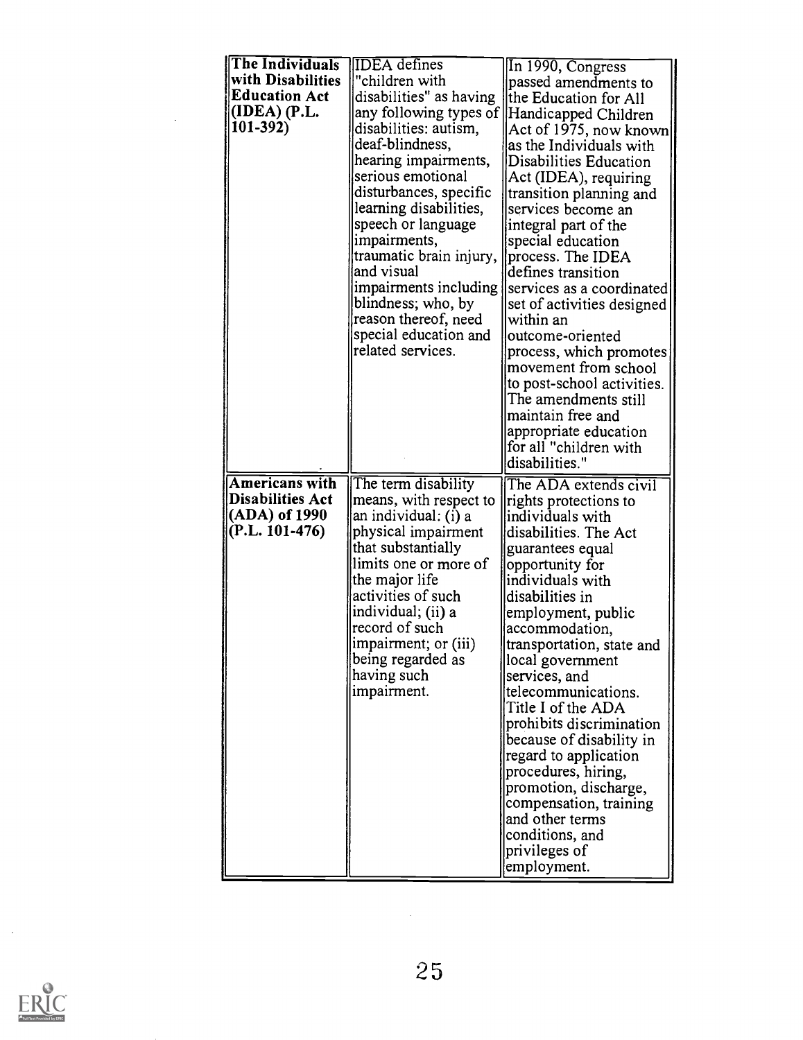| | | |
|---|---|---|
| **The Individuals with Disabilities Education Act (IDEA) (P.L. 101-392)** | IDEA defines "children with disabilities" as having any following types of disabilities: autism, deaf-blindness, hearing impairments, serious emotional disturbances, specific learning disabilities, speech or language impairments, traumatic brain injury, and visual impairments including blindness; who, by reason thereof, need special education and related services. | In 1990, Congress passed amendments to the Education for All Handicapped Children Act of 1975, now known as the Individuals with Disabilities Education Act (IDEA), requiring transition planning and services become an integral part of the special education process. The IDEA defines transition services as a coordinated set of activities designed within an outcome-oriented process, which promotes movement from school to post-school activities. The amendments still maintain free and appropriate education for all "children with disabilities." |
| **Americans with Disabilities Act (ADA) of 1990 (P.L. 101-476)** | The term disability means, with respect to an individual: (i) a physical impairment that substantially limits one or more of the major life activities of such individual; (ii) a record of such impairment; or (iii) being regarded as having such impairment. | The ADA extends civil rights protections to individuals with disabilities. The Act guarantees equal opportunity for individuals with disabilities in employment, public accommodation, transportation, state and local government services, and telecommunications. Title I of the ADA prohibits discrimination because of disability in regard to application procedures, hiring, promotion, discharge, compensation, training and other terms conditions, and privileges of employment. |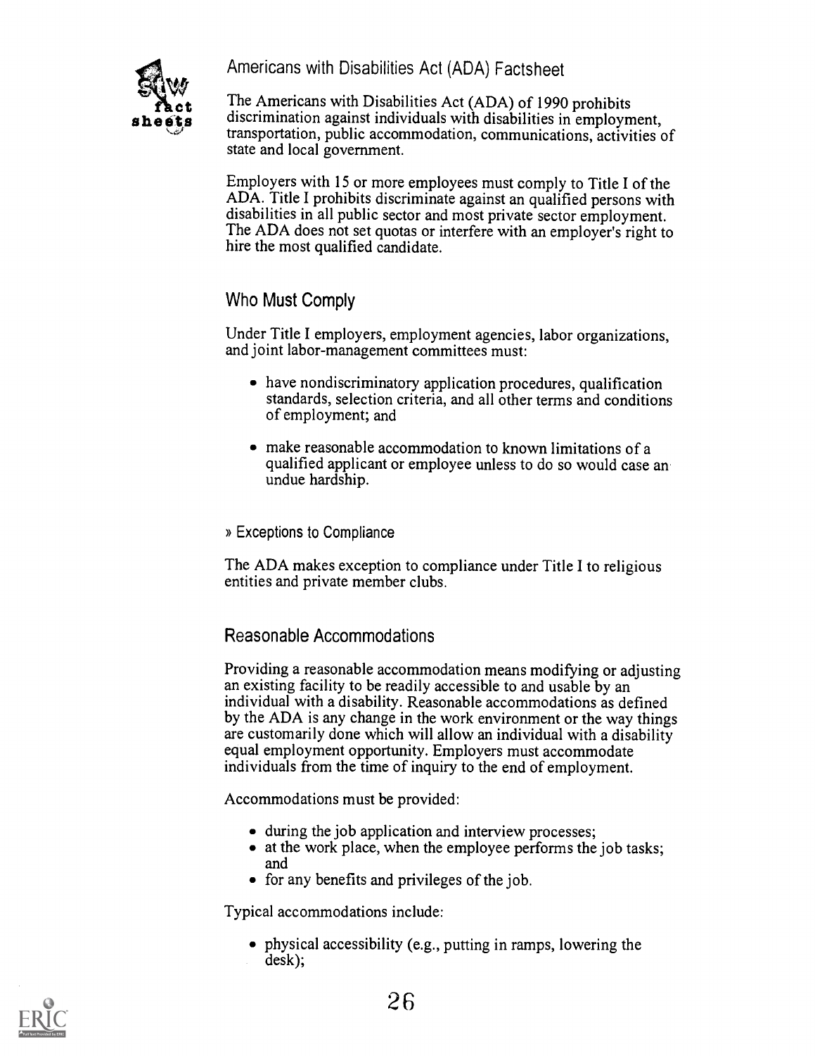# Americans with Disabilities Act (ADA) Factsheet

The Americans with Disabilities Act (ADA) of 1990 prohibits discrimination against individuals with disabilities in employment, transportation, public accommodation, communications, activities of state and local government.

Employers with 15 or more employees must comply to Title I of the ADA. Title I prohibits discriminate against an qualified persons with disabilities in all public sector and most private sector employment. The ADA does not set quotas or interfere with an employer's right to hire the most qualified candidate.

## Who Must Comply

Under Title I employers, employment agencies, labor organizations, and joint labor-management committees must:

- have nondiscriminatory application procedures, qualification standards, selection criteria, and all other terms and conditions of employment; and
- make reasonable accommodation to known limitations of a qualified applicant or employee unless to do so would case an undue hardship.

### » Exceptions to Compliance

The ADA makes exception to compliance under Title I to religious entities and private member clubs.

## Reasonable Accommodations

Providing a reasonable accommodation means modifying or adjusting an existing facility to be readily accessible to and usable by an individual with a disability. Reasonable accommodations as defined by the ADA is any change in the work environment or the way things are customarily done which will allow an individual with a disability equal employment opportunity. Employers must accommodate individuals from the time of inquiry to the end of employment.

Accommodations must be provided:

- during the job application and interview processes;
- at the work place, when the employee performs the job tasks; and
- for any benefits and privileges of the job.

Typical accommodations include:

- physical accessibility (e.g., putting in ramps, lowering the desk);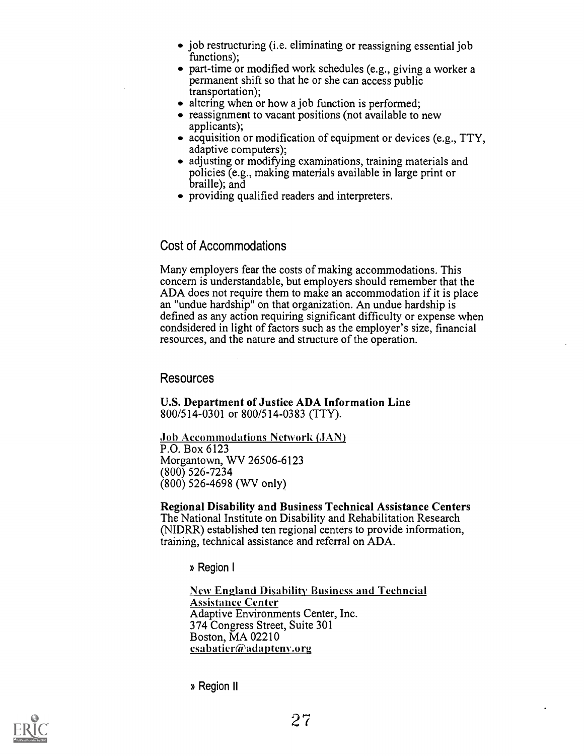- job restructuring (i.e. eliminating or reassigning essential job functions);
- part-time or modified work schedules (e.g., giving a worker a permanent shift so that he or she can access public transportation);
- altering when or how a job function is performed;
- reassignment to vacant positions (not available to new applicants);
- acquisition or modification of equipment or devices (e.g., TTY, adaptive computers);
- adjusting or modifying examinations, training materials and policies (e.g., making materials available in large print or braille); and
- providing qualified readers and interpreters.

## Cost of Accommodations

Many employers fear the costs of making accommodations. This concern is understandable, but employers should remember that the ADA does not require them to make an accommodation if it is place an "undue hardship" on that organization. An undue hardship is defined as any action requiring significant difficulty or expense when condsidered in light of factors such as the employer's size, financial resources, and the nature and structure of the operation.

## Resources

**U.S. Department of Justice ADA Information Line**
800/514-0301 or 800/514-0383 (TTY).

Job Accommodations Network (JAN)
P.O. Box 6123
Morgantown, WV 26506-6123
(800) 526-7234
(800) 526-4698 (WV only)

**Regional Disability and Business Technical Assistance Centers**
The National Institute on Disability and Rehabilitation Research (NIDRR) established ten regional centers to provide information, training, technical assistance and referral on ADA.

» Region I

New England Disability Business and Techncial Assistance Center
Adaptive Environments Center, Inc.
374 Congress Street, Suite 301
Boston, MA 02210
csabatier@adaptenv.org

» Region II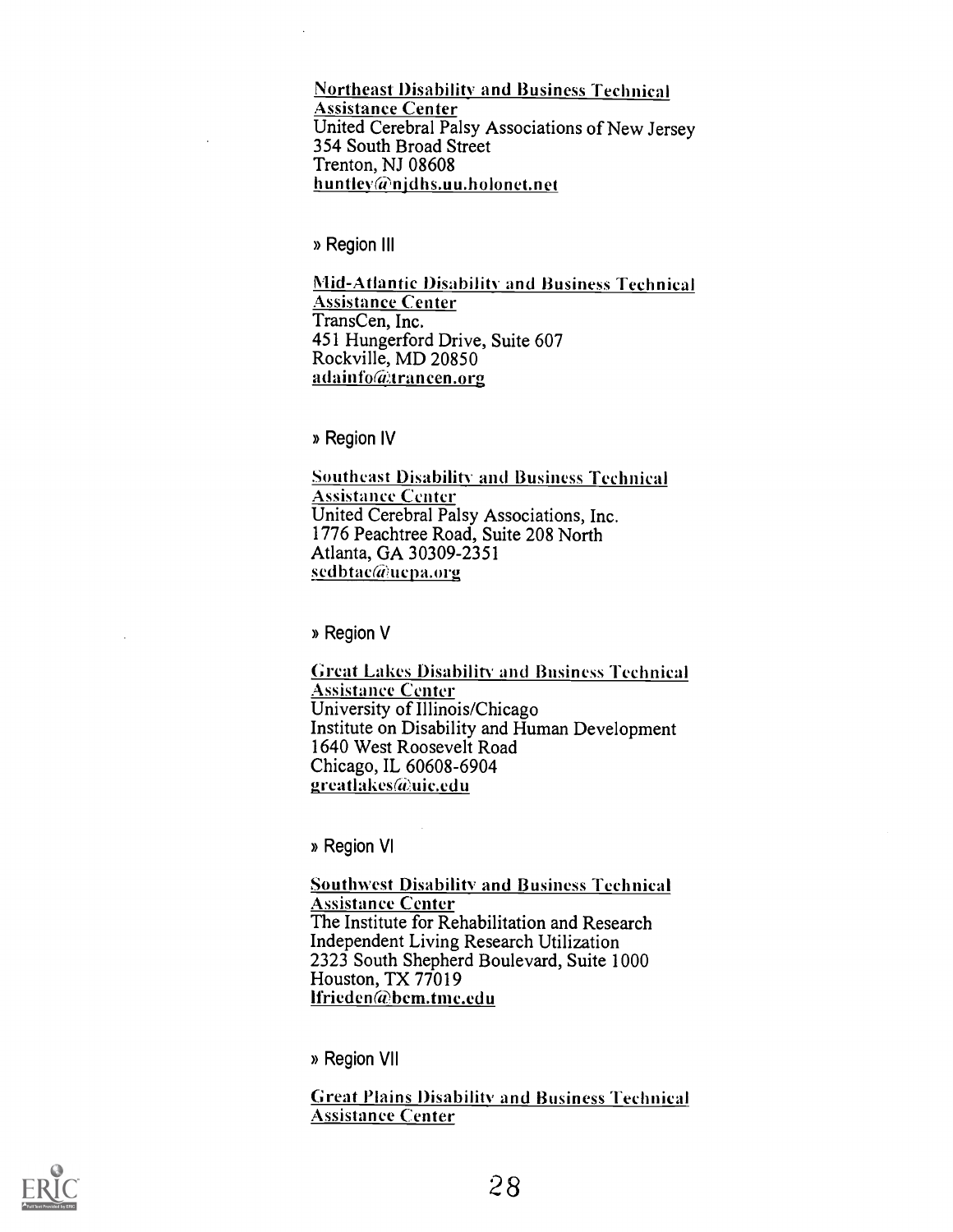Northeast Disability and Business Technical Assistance Center
United Cerebral Palsy Associations of New Jersey
354 South Broad Street
Trenton, NJ 08608
huntley@njdhs.uu.holonet.net

» Region III

Mid-Atlantic Disability and Business Technical Assistance Center
TransCen, Inc.
451 Hungerford Drive, Suite 607
Rockville, MD 20850
adainfo@trancen.org

» Region IV

Southeast Disability and Business Technical Assistance Center
United Cerebral Palsy Associations, Inc.
1776 Peachtree Road, Suite 208 North
Atlanta, GA 30309-2351
sedbtac@ucpa.org

» Region V

Great Lakes Disability and Business Technical Assistance Center
University of Illinois/Chicago
Institute on Disability and Human Development
1640 West Roosevelt Road
Chicago, IL 60608-6904
greatlakes@uic.edu

» Region VI

Southwest Disability and Business Technical Assistance Center
The Institute for Rehabilitation and Research
Independent Living Research Utilization
2323 South Shepherd Boulevard, Suite 1000
Houston, TX 77019
lfrieden@bcm.tmc.edu

» Region VII

Great Plains Disability and Business Technical Assistance Center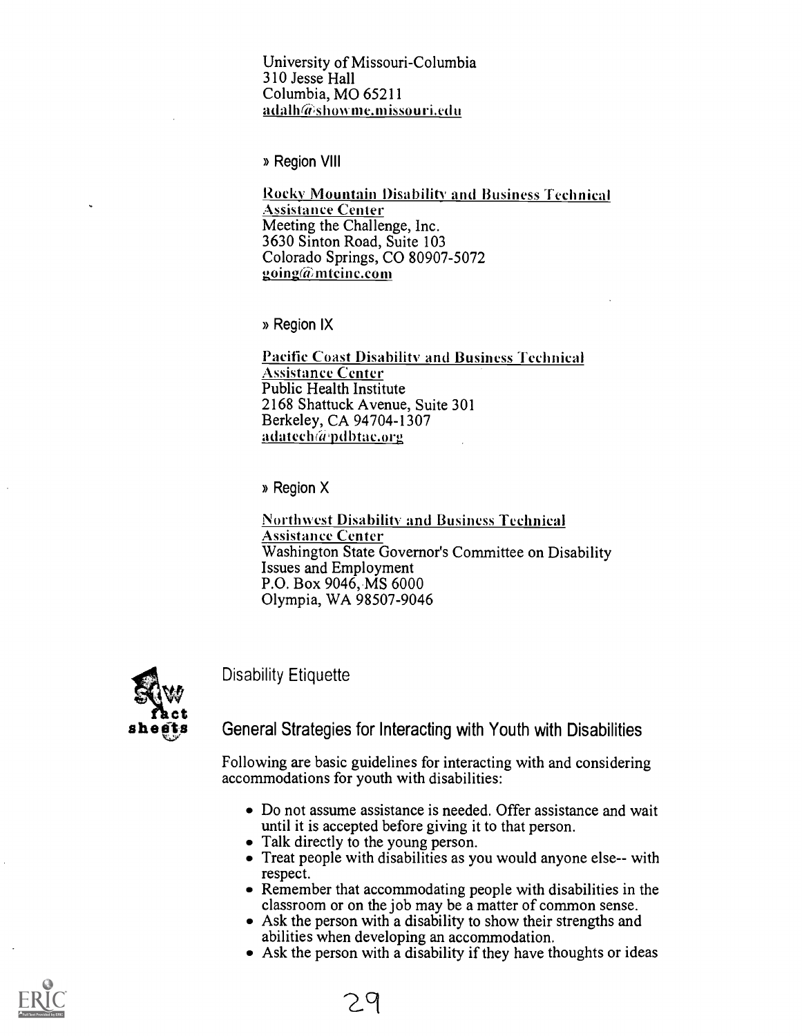University of Missouri-Columbia
310 Jesse Hall
Columbia, MO 65211
adalh@showme.missouri.edu

» Region VIII

Rocky Mountain Disability and Business Technical Assistance Center
Meeting the Challenge, Inc.
3630 Sinton Road, Suite 103
Colorado Springs, CO 80907-5072
going@mtcinc.com

» Region IX

Pacific Coast Disability and Business Technical Assistance Center
Public Health Institute
2168 Shattuck Avenue, Suite 301
Berkeley, CA 94704-1307
adatech@pdbtac.org

» Region X

Northwest Disability and Business Technical Assistance Center
Washington State Governor's Committee on Disability Issues and Employment
P.O. Box 9046, MS 6000
Olympia, WA 98507-9046

## Disability Etiquette

### General Strategies for Interacting with Youth with Disabilities

Following are basic guidelines for interacting with and considering accommodations for youth with disabilities:

- Do not assume assistance is needed. Offer assistance and wait until it is accepted before giving it to that person.
- Talk directly to the young person.
- Treat people with disabilities as you would anyone else-- with respect.
- Remember that accommodating people with disabilities in the classroom or on the job may be a matter of common sense.
- Ask the person with a disability to show their strengths and abilities when developing an accommodation.
- Ask the person with a disability if they have thoughts or ideas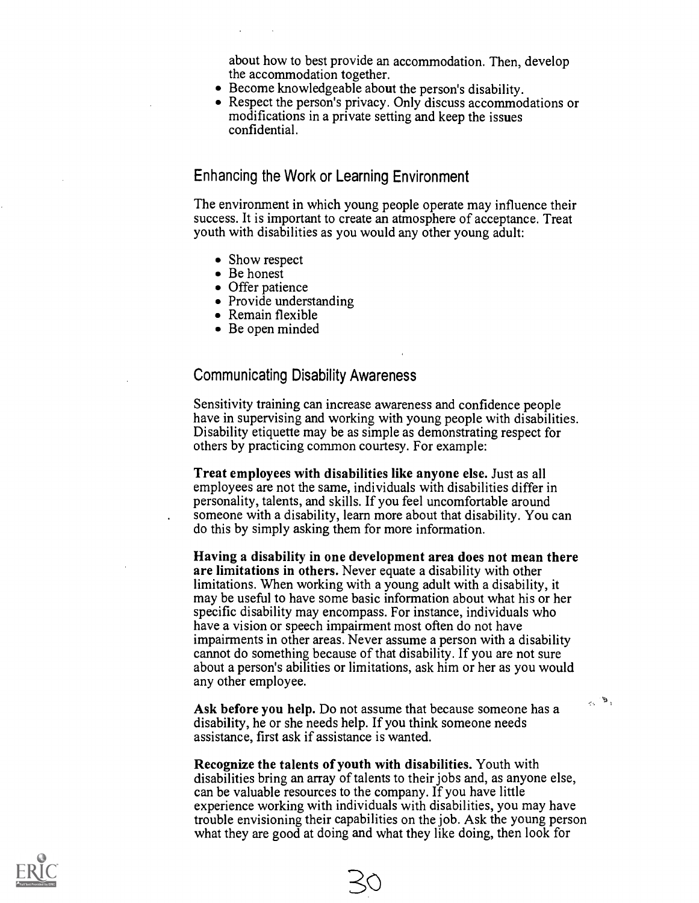about how to best provide an accommodation. Then, develop the accommodation together.

- Become knowledgeable about the person's disability.
- Respect the person's privacy. Only discuss accommodations or modifications in a private setting and keep the issues confidential.

## Enhancing the Work or Learning Environment

The environment in which young people operate may influence their success. It is important to create an atmosphere of acceptance. Treat youth with disabilities as you would any other young adult:

- Show respect
- Be honest
- Offer patience
- Provide understanding
- Remain flexible
- Be open minded

## Communicating Disability Awareness

Sensitivity training can increase awareness and confidence people have in supervising and working with young people with disabilities. Disability etiquette may be as simple as demonstrating respect for others by practicing common courtesy. For example:

**Treat employees with disabilities like anyone else.** Just as all employees are not the same, individuals with disabilities differ in personality, talents, and skills. If you feel uncomfortable around someone with a disability, learn more about that disability. You can do this by simply asking them for more information.

**Having a disability in one development area does not mean there are limitations in others.** Never equate a disability with other limitations. When working with a young adult with a disability, it may be useful to have some basic information about what his or her specific disability may encompass. For instance, individuals who have a vision or speech impairment most often do not have impairments in other areas. Never assume a person with a disability cannot do something because of that disability. If you are not sure about a person's abilities or limitations, ask him or her as you would any other employee.

**Ask before you help.** Do not assume that because someone has a disability, he or she needs help. If you think someone needs assistance, first ask if assistance is wanted.

**Recognize the talents of youth with disabilities.** Youth with disabilities bring an array of talents to their jobs and, as anyone else, can be valuable resources to the company. If you have little experience working with individuals with disabilities, you may have trouble envisioning their capabilities on the job. Ask the young person what they are good at doing and what they like doing, then look for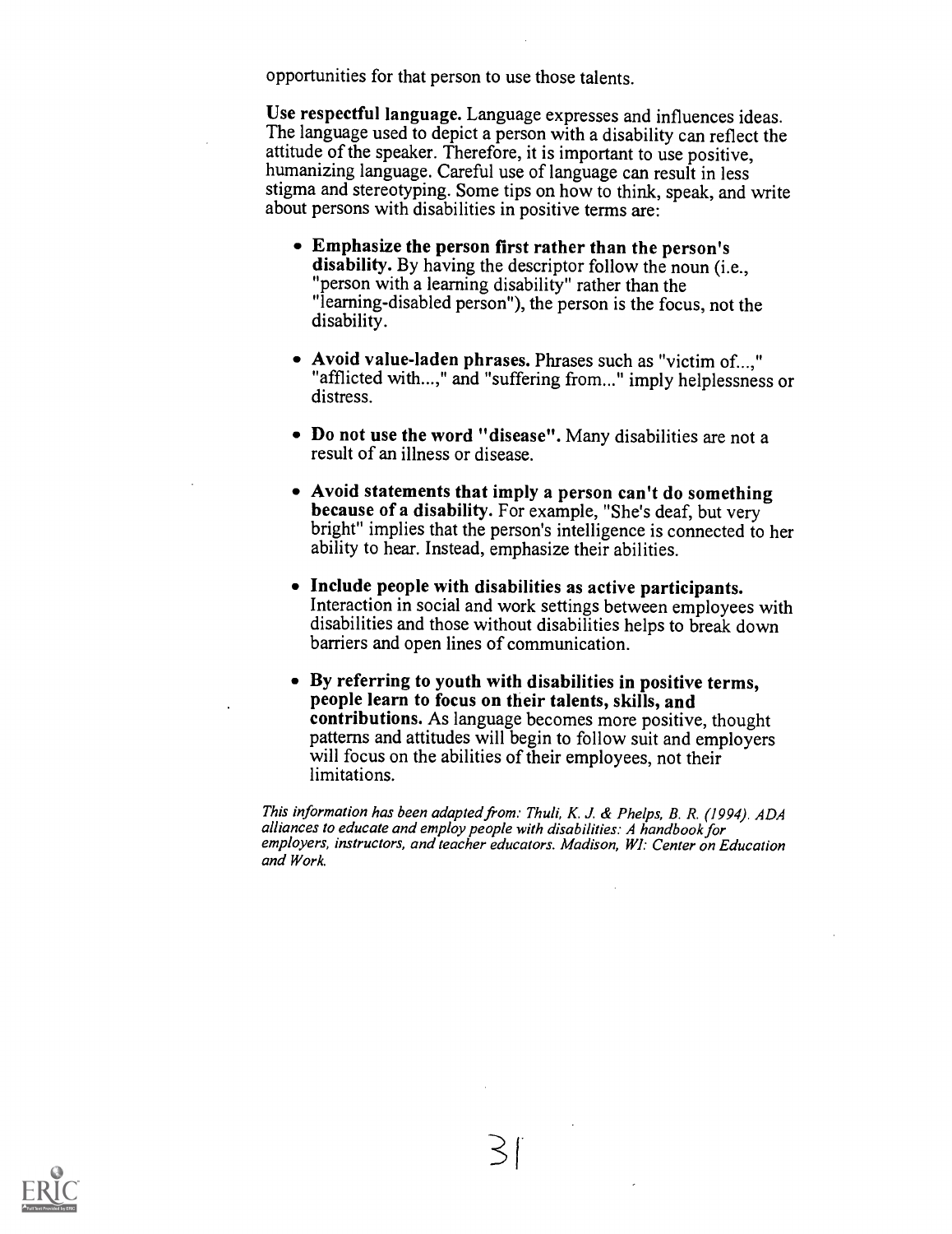opportunities for that person to use those talents.

**Use respectful language.** Language expresses and influences ideas. The language used to depict a person with a disability can reflect the attitude of the speaker. Therefore, it is important to use positive, humanizing language. Careful use of language can result in less stigma and stereotyping. Some tips on how to think, speak, and write about persons with disabilities in positive terms are:

- **Emphasize the person first rather than the person's disability.** By having the descriptor follow the noun (i.e., "person with a learning disability" rather than the "learning-disabled person"), the person is the focus, not the disability.

- **Avoid value-laden phrases.** Phrases such as "victim of...," "afflicted with...," and "suffering from..." imply helplessness or distress.

- **Do not use the word "disease".** Many disabilities are not a result of an illness or disease.

- **Avoid statements that imply a person can't do something because of a disability.** For example, "She's deaf, but very bright" implies that the person's intelligence is connected to her ability to hear. Instead, emphasize their abilities.

- **Include people with disabilities as active participants.** Interaction in social and work settings between employees with disabilities and those without disabilities helps to break down barriers and open lines of communication.

- **By referring to youth with disabilities in positive terms, people learn to focus on their talents, skills, and contributions.** As language becomes more positive, thought patterns and attitudes will begin to follow suit and employers will focus on the abilities of their employees, not their limitations.

*This information has been adapted from: Thuli, K. J. & Phelps, B. R. (1994). ADA alliances to educate and employ people with disabilities: A handbook for employers, instructors, and teacher educators. Madison, WI: Center on Education and Work.*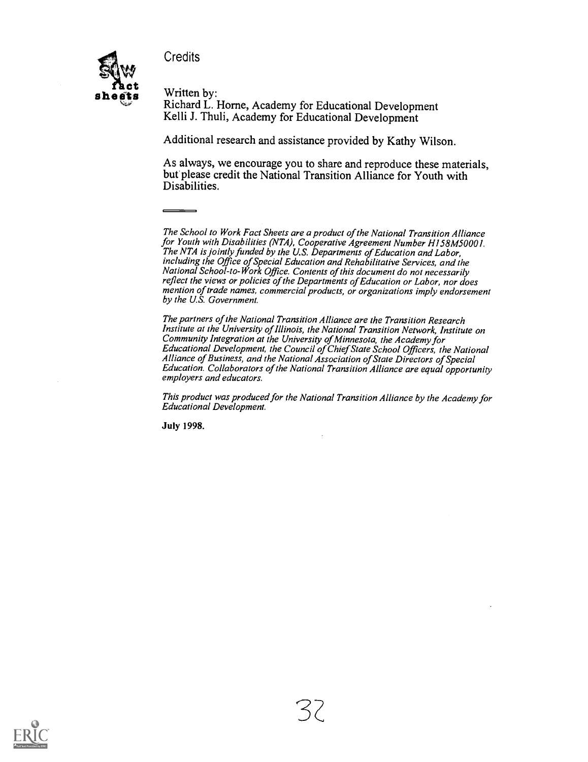## Credits

Written by:
Richard L. Horne, Academy for Educational Development
Kelli J. Thuli, Academy for Educational Development

Additional research and assistance provided by Kathy Wilson.

As always, we encourage you to share and reproduce these materials, but please credit the National Transition Alliance for Youth with Disabilities.

---

*The School to Work Fact Sheets are a product of the National Transition Alliance for Youth with Disabilities (NTA), Cooperative Agreement Number H158M50001. The NTA is jointly funded by the U.S. Departments of Education and Labor, including the Office of Special Education and Rehabilitative Services, and the National School-to-Work Office. Contents of this document do not necessarily reflect the views or policies of the Departments of Education or Labor, nor does mention of trade names, commercial products, or organizations imply endorsement by the U.S. Government.*

*The partners of the National Transition Alliance are the Transition Research Institute at the University of Illinois, the National Transition Network, Institute on Community Integration at the University of Minnesota, the Academy for Educational Development, the Council of Chief State School Officers, the National Alliance of Business, and the National Association of State Directors of Special Education. Collaborators of the National Transition Alliance are equal opportunity employers and educators.*

*This product was produced for the National Transition Alliance by the Academy for Educational Development.*

**July 1998.**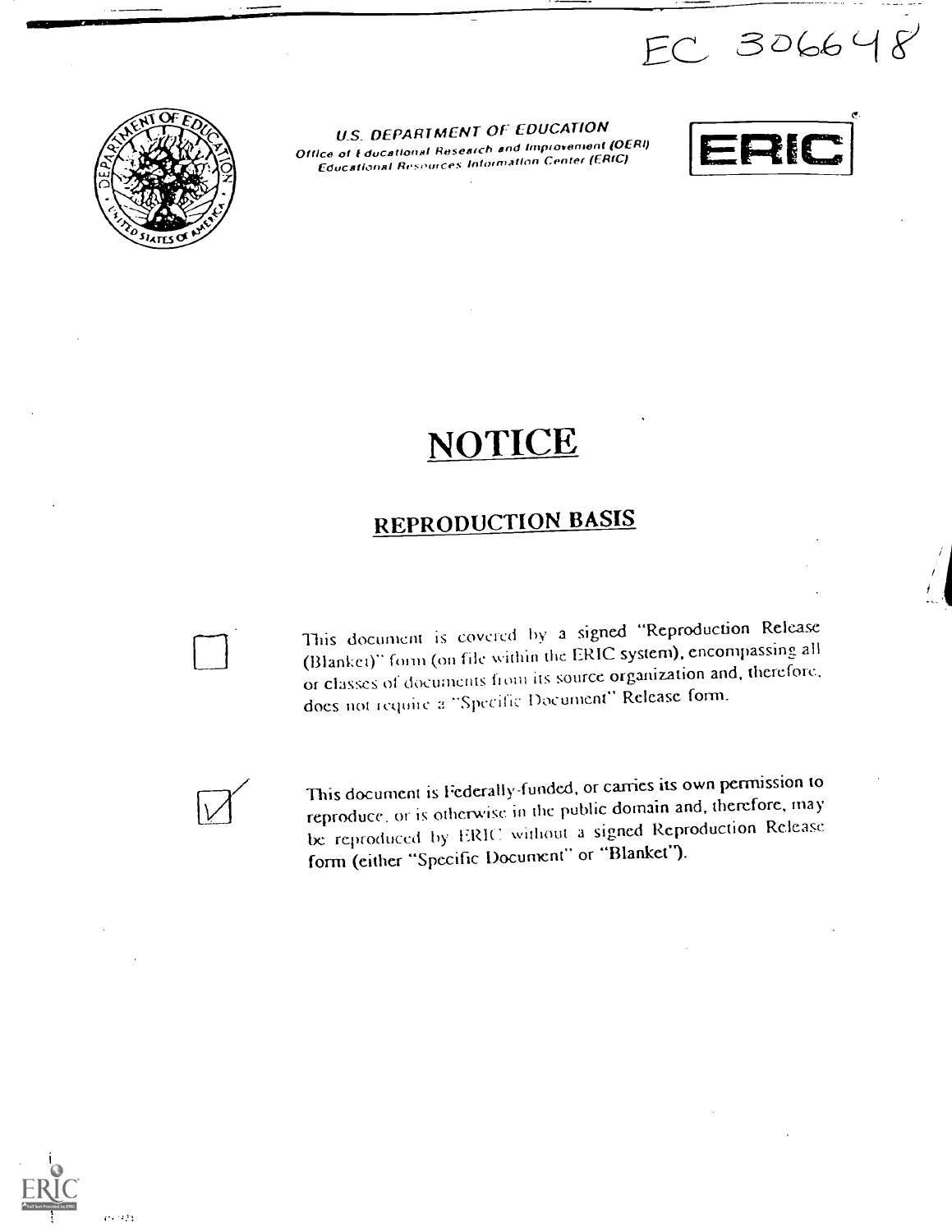EC 306648

U.S. DEPARTMENT OF EDUCATION
*Office of Educational Research and Improvement (OERI)*
*Educational Resources Information Center (ERIC)*

ERIC

# NOTICE

## REPRODUCTION BASIS

☐ This document is covered by a signed "Reproduction Release (Blanket)" form (on file within the ERIC system), encompassing all or classes of documents from its source organization and, therefore, does not require a "Specific Document" Release form.

☑ This document is Federally-funded, or carries its own permission to reproduce, or is otherwise in the public domain and, therefore, may be reproduced by ERIC without a signed Reproduction Release form (either "Specific Document" or "Blanket").